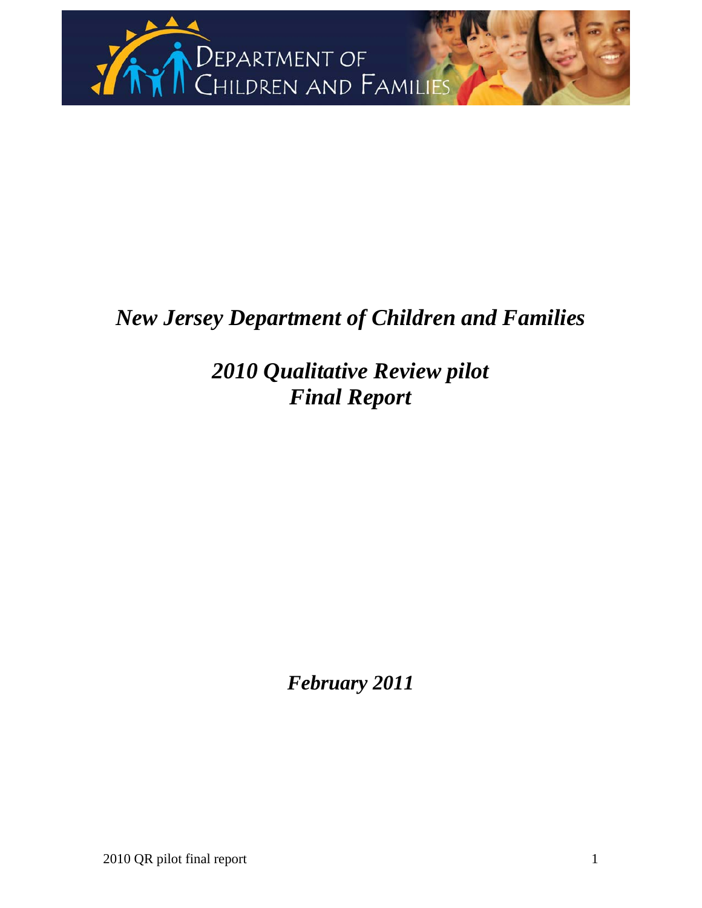# *New Jersey Department of Children and Families*

## *2010 Qualitative Review pilot Final Report*

***February 2011***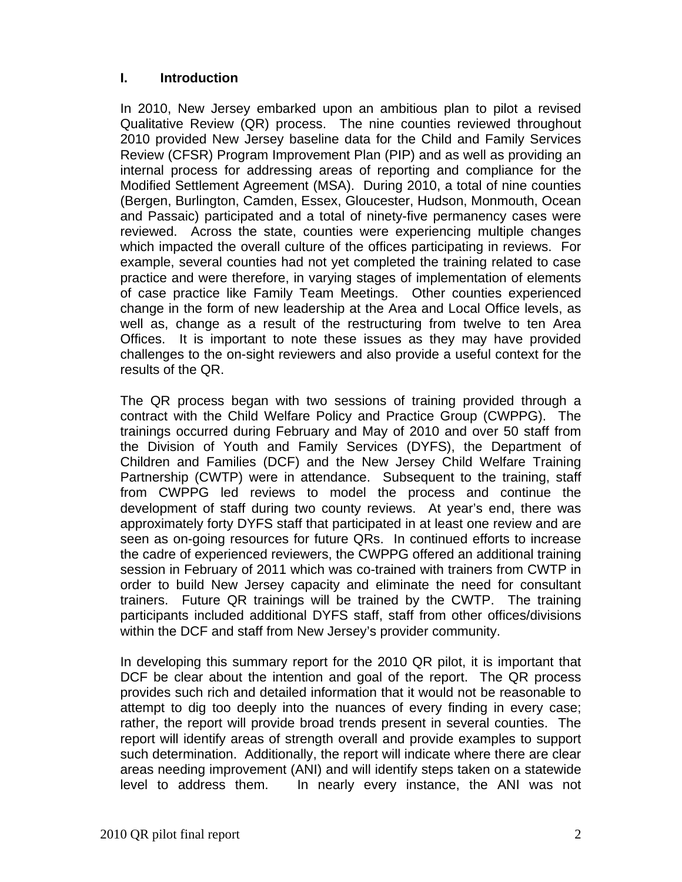## I. Introduction

In 2010, New Jersey embarked upon an ambitious plan to pilot a revised Qualitative Review (QR) process. The nine counties reviewed throughout 2010 provided New Jersey baseline data for the Child and Family Services Review (CFSR) Program Improvement Plan (PIP) and as well as providing an internal process for addressing areas of reporting and compliance for the Modified Settlement Agreement (MSA). During 2010, a total of nine counties (Bergen, Burlington, Camden, Essex, Gloucester, Hudson, Monmouth, Ocean and Passaic) participated and a total of ninety-five permanency cases were reviewed. Across the state, counties were experiencing multiple changes which impacted the overall culture of the offices participating in reviews. For example, several counties had not yet completed the training related to case practice and were therefore, in varying stages of implementation of elements of case practice like Family Team Meetings. Other counties experienced change in the form of new leadership at the Area and Local Office levels, as well as, change as a result of the restructuring from twelve to ten Area Offices. It is important to note these issues as they may have provided challenges to the on-sight reviewers and also provide a useful context for the results of the QR.

The QR process began with two sessions of training provided through a contract with the Child Welfare Policy and Practice Group (CWPPG). The trainings occurred during February and May of 2010 and over 50 staff from the Division of Youth and Family Services (DYFS), the Department of Children and Families (DCF) and the New Jersey Child Welfare Training Partnership (CWTP) were in attendance. Subsequent to the training, staff from CWPPG led reviews to model the process and continue the development of staff during two county reviews. At year's end, there was approximately forty DYFS staff that participated in at least one review and are seen as on-going resources for future QRs. In continued efforts to increase the cadre of experienced reviewers, the CWPPG offered an additional training session in February of 2011 which was co-trained with trainers from CWTP in order to build New Jersey capacity and eliminate the need for consultant trainers. Future QR trainings will be trained by the CWTP. The training participants included additional DYFS staff, staff from other offices/divisions within the DCF and staff from New Jersey's provider community.

In developing this summary report for the 2010 QR pilot, it is important that DCF be clear about the intention and goal of the report. The QR process provides such rich and detailed information that it would not be reasonable to attempt to dig too deeply into the nuances of every finding in every case; rather, the report will provide broad trends present in several counties. The report will identify areas of strength overall and provide examples to support such determination. Additionally, the report will indicate where there are clear areas needing improvement (ANI) and will identify steps taken on a statewide level to address them. In nearly every instance, the ANI was not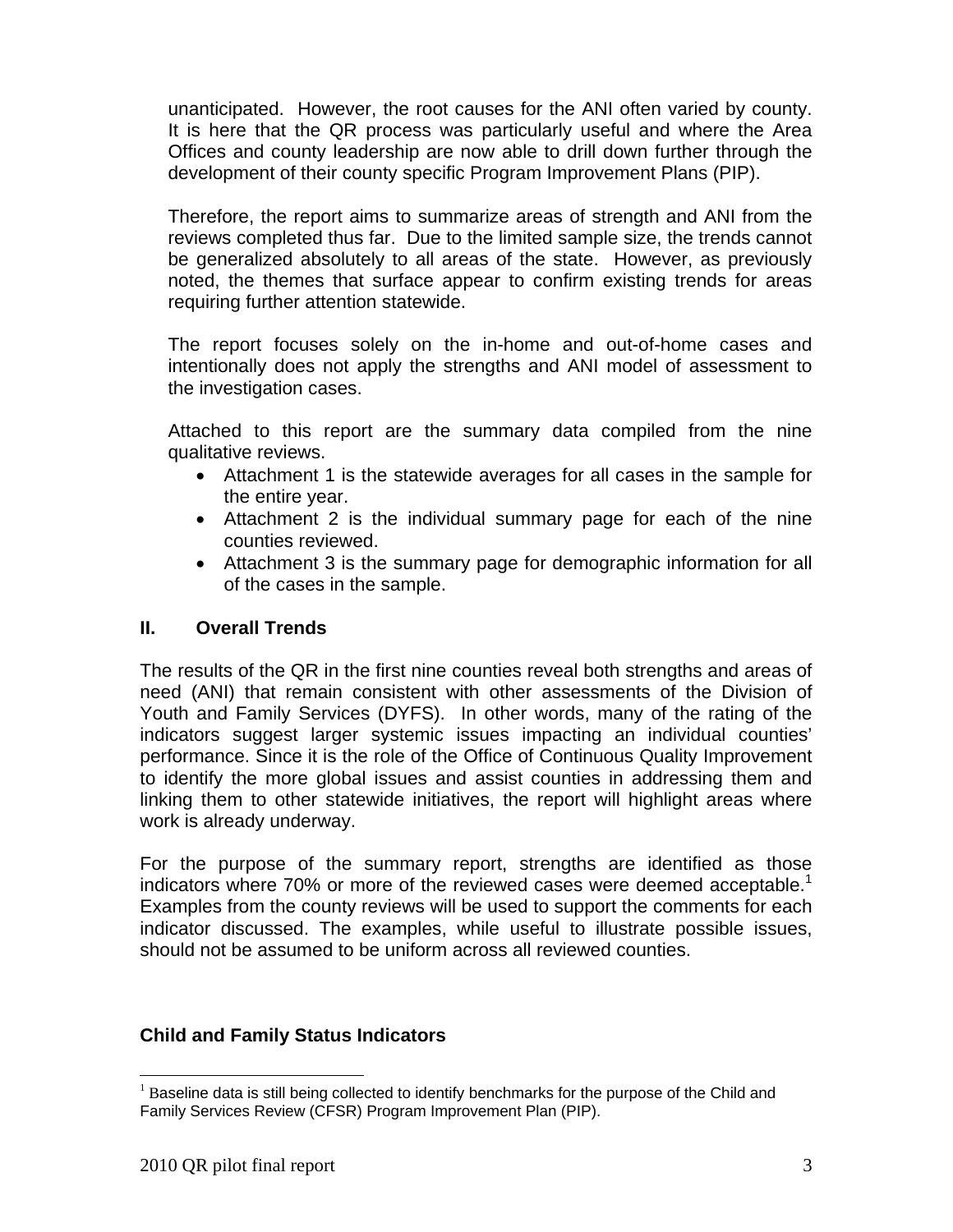unanticipated. However, the root causes for the ANI often varied by county. It is here that the QR process was particularly useful and where the Area Offices and county leadership are now able to drill down further through the development of their county specific Program Improvement Plans (PIP).

Therefore, the report aims to summarize areas of strength and ANI from the reviews completed thus far. Due to the limited sample size, the trends cannot be generalized absolutely to all areas of the state. However, as previously noted, the themes that surface appear to confirm existing trends for areas requiring further attention statewide.

The report focuses solely on the in-home and out-of-home cases and intentionally does not apply the strengths and ANI model of assessment to the investigation cases.

Attached to this report are the summary data compiled from the nine qualitative reviews.

- Attachment 1 is the statewide averages for all cases in the sample for the entire year.
- Attachment 2 is the individual summary page for each of the nine counties reviewed.
- Attachment 3 is the summary page for demographic information for all of the cases in the sample.

## II. Overall Trends

The results of the QR in the first nine counties reveal both strengths and areas of need (ANI) that remain consistent with other assessments of the Division of Youth and Family Services (DYFS). In other words, many of the rating of the indicators suggest larger systemic issues impacting an individual counties' performance. Since it is the role of the Office of Continuous Quality Improvement to identify the more global issues and assist counties in addressing them and linking them to other statewide initiatives, the report will highlight areas where work is already underway.

For the purpose of the summary report, strengths are identified as those indicators where 70% or more of the reviewed cases were deemed acceptable.[1] Examples from the county reviews will be used to support the comments for each indicator discussed. The examples, while useful to illustrate possible issues, should not be assumed to be uniform across all reviewed counties.

### Child and Family Status Indicators

[1] Baseline data is still being collected to identify benchmarks for the purpose of the Child and Family Services Review (CFSR) Program Improvement Plan (PIP).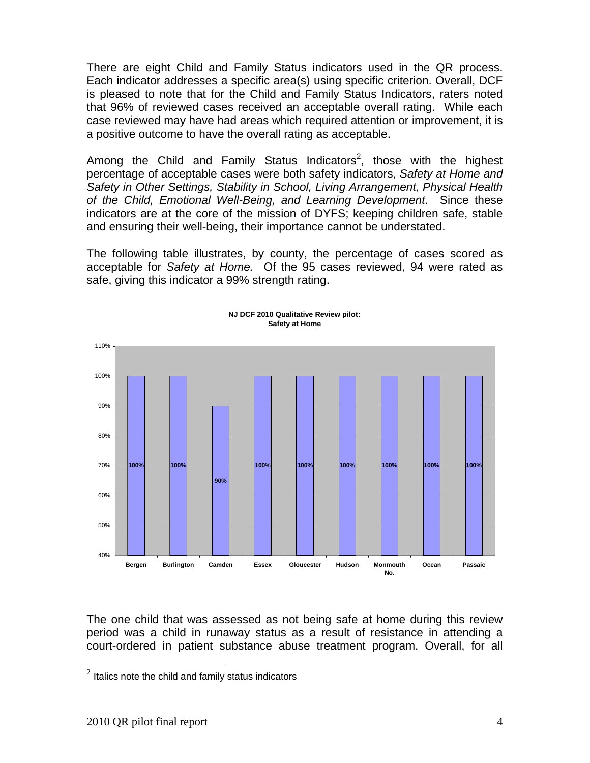There are eight Child and Family Status indicators used in the QR process. Each indicator addresses a specific area(s) using specific criterion. Overall, DCF is pleased to note that for the Child and Family Status Indicators, raters noted that 96% of reviewed cases received an acceptable overall rating. While each case reviewed may have had areas which required attention or improvement, it is a positive outcome to have the overall rating as acceptable.

Among the Child and Family Status Indicators[2], those with the highest percentage of acceptable cases were both safety indicators, *Safety at Home and Safety in Other Settings, Stability in School, Living Arrangement, Physical Health of the Child, Emotional Well-Being, and Learning Development*. Since these indicators are at the core of the mission of DYFS; keeping children safe, stable and ensuring their well-being, their importance cannot be understated.

The following table illustrates, by county, the percentage of cases scored as acceptable for *Safety at Home.* Of the 95 cases reviewed, 94 were rated as safe, giving this indicator a 99% strength rating.

**NJ DCF 2010 Qualitative Review pilot: Safety at Home**

| County | Safety at Home |
|---|---|
| Bergen | 100% |
| Burlington | 100% |
| Camden | 90% |
| Essex | 100% |
| Gloucester | 100% |
| Hudson | 100% |
| Monmouth No. | 100% |
| Ocean | 100% |
| Passaic | 100% |

The one child that was assessed as not being safe at home during this review period was a child in runaway status as a result of resistance in attending a court-ordered in patient substance abuse treatment program. Overall, for all

---

[2] Italics note the child and family status indicators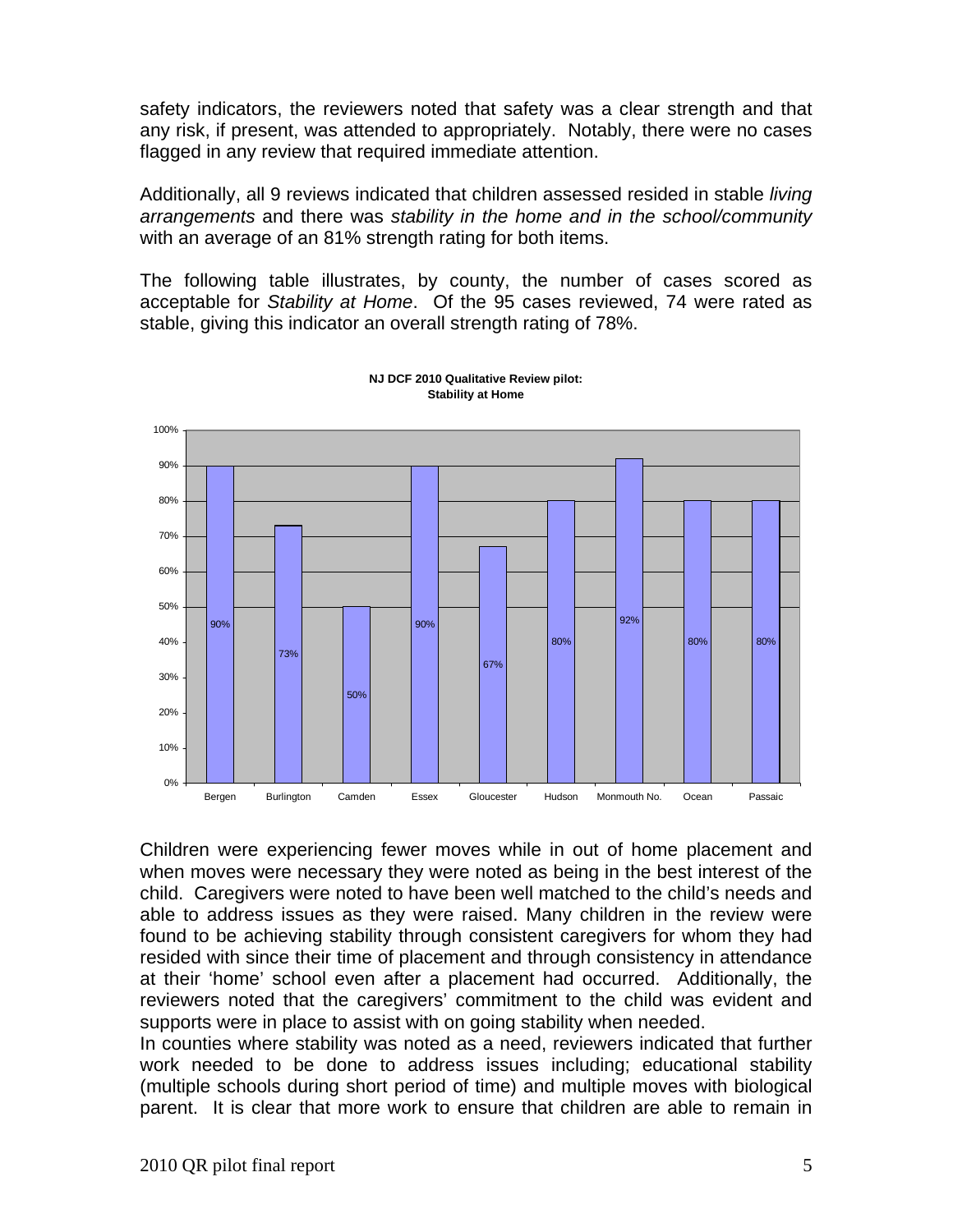safety indicators, the reviewers noted that safety was a clear strength and that any risk, if present, was attended to appropriately. Notably, there were no cases flagged in any review that required immediate attention.

Additionally, all 9 reviews indicated that children assessed resided in stable *living arrangements* and there was *stability in the home and in the school/community* with an average of an 81% strength rating for both items.

The following table illustrates, by county, the number of cases scored as acceptable for *Stability at Home*. Of the 95 cases reviewed, 74 were rated as stable, giving this indicator an overall strength rating of 78%.

**NJ DCF 2010 Qualitative Review pilot: Stability at Home**

| County | Stability at Home |
| --- | --- |
| Bergen | 90% |
| Burlington | 73% |
| Camden | 50% |
| Essex | 90% |
| Gloucester | 67% |
| Hudson | 80% |
| Monmouth No. | 92% |
| Ocean | 80% |
| Passaic | 80% |

Children were experiencing fewer moves while in out of home placement and when moves were necessary they were noted as being in the best interest of the child. Caregivers were noted to have been well matched to the child's needs and able to address issues as they were raised. Many children in the review were found to be achieving stability through consistent caregivers for whom they had resided with since their time of placement and through consistency in attendance at their 'home' school even after a placement had occurred. Additionally, the reviewers noted that the caregivers' commitment to the child was evident and supports were in place to assist with on going stability when needed.

In counties where stability was noted as a need, reviewers indicated that further work needed to be done to address issues including; educational stability (multiple schools during short period of time) and multiple moves with biological parent. It is clear that more work to ensure that children are able to remain in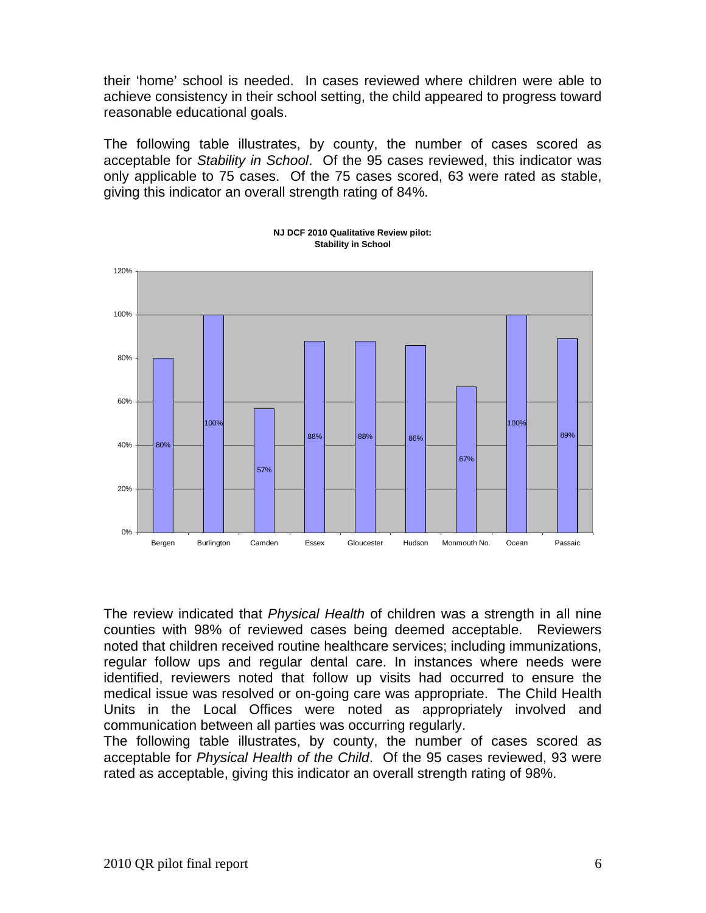their 'home' school is needed. In cases reviewed where children were able to achieve consistency in their school setting, the child appeared to progress toward reasonable educational goals.

The following table illustrates, by county, the number of cases scored as acceptable for *Stability in School*. Of the 95 cases reviewed, this indicator was only applicable to 75 cases. Of the 75 cases scored, 63 were rated as stable, giving this indicator an overall strength rating of 84%.

**NJ DCF 2010 Qualitative Review pilot: Stability in School**

| County | Stability in School |
|---|---|
| Bergen | 80% |
| Burlington | 100% |
| Camden | 57% |
| Essex | 88% |
| Gloucester | 88% |
| Hudson | 86% |
| Monmouth No. | 67% |
| Ocean | 100% |
| Passaic | 89% |

The review indicated that *Physical Health* of children was a strength in all nine counties with 98% of reviewed cases being deemed acceptable. Reviewers noted that children received routine healthcare services; including immunizations, regular follow ups and regular dental care. In instances where needs were identified, reviewers noted that follow up visits had occurred to ensure the medical issue was resolved or on-going care was appropriate. The Child Health Units in the Local Offices were noted as appropriately involved and communication between all parties was occurring regularly.

The following table illustrates, by county, the number of cases scored as acceptable for *Physical Health of the Child*. Of the 95 cases reviewed, 93 were rated as acceptable, giving this indicator an overall strength rating of 98%.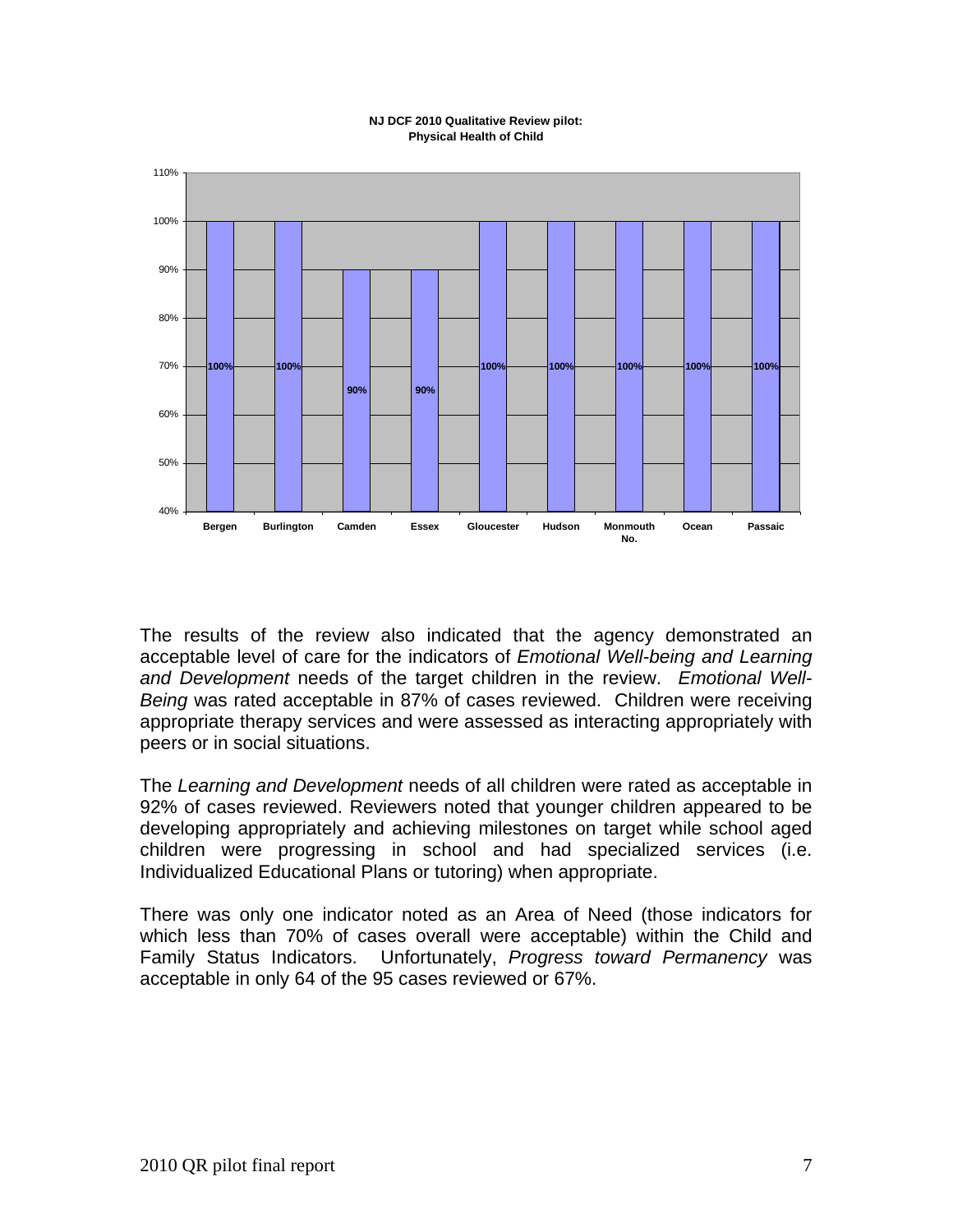**NJ DCF 2010 Qualitative Review pilot:**
**Physical Health of Child**

| County | Percent |
| --- | --- |
| Bergen | 100% |
| Burlington | 100% |
| Camden | 90% |
| Essex | 90% |
| Gloucester | 100% |
| Hudson | 100% |
| Monmouth No. | 100% |
| Ocean | 100% |
| Passaic | 100% |

The results of the review also indicated that the agency demonstrated an acceptable level of care for the indicators of *Emotional Well-being and Learning and Development* needs of the target children in the review. *Emotional Well-Being* was rated acceptable in 87% of cases reviewed. Children were receiving appropriate therapy services and were assessed as interacting appropriately with peers or in social situations.

The *Learning and Development* needs of all children were rated as acceptable in 92% of cases reviewed. Reviewers noted that younger children appeared to be developing appropriately and achieving milestones on target while school aged children were progressing in school and had specialized services (i.e. Individualized Educational Plans or tutoring) when appropriate.

There was only one indicator noted as an Area of Need (those indicators for which less than 70% of cases overall were acceptable) within the Child and Family Status Indicators. Unfortunately, *Progress toward Permanency* was acceptable in only 64 of the 95 cases reviewed or 67%.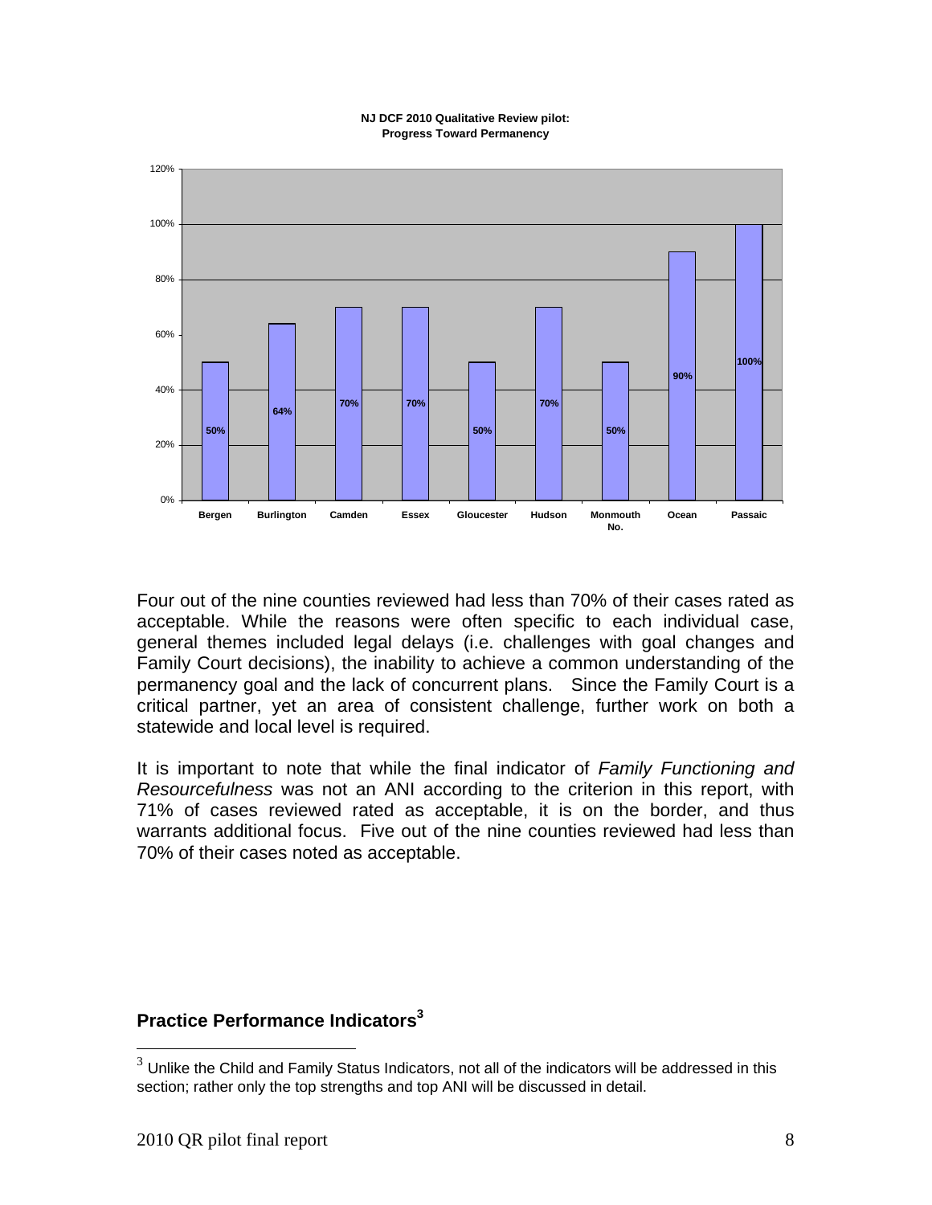**NJ DCF 2010 Qualitative Review pilot: Progress Toward Permanency**

| County | Progress Toward Permanency |
| --- | --- |
| Bergen | 50% |
| Burlington | 64% |
| Camden | 70% |
| Essex | 70% |
| Gloucester | 50% |
| Hudson | 70% |
| Monmouth No. | 50% |
| Ocean | 90% |
| Passaic | 100% |

Four out of the nine counties reviewed had less than 70% of their cases rated as acceptable. While the reasons were often specific to each individual case, general themes included legal delays (i.e. challenges with goal changes and Family Court decisions), the inability to achieve a common understanding of the permanency goal and the lack of concurrent plans. Since the Family Court is a critical partner, yet an area of consistent challenge, further work on both a statewide and local level is required.

It is important to note that while the final indicator of *Family Functioning and Resourcefulness* was not an ANI according to the criterion in this report, with 71% of cases reviewed rated as acceptable, it is on the border, and thus warrants additional focus. Five out of the nine counties reviewed had less than 70% of their cases noted as acceptable.

## Practice Performance Indicators[3]

[3] Unlike the Child and Family Status Indicators, not all of the indicators will be addressed in this section; rather only the top strengths and top ANI will be discussed in detail.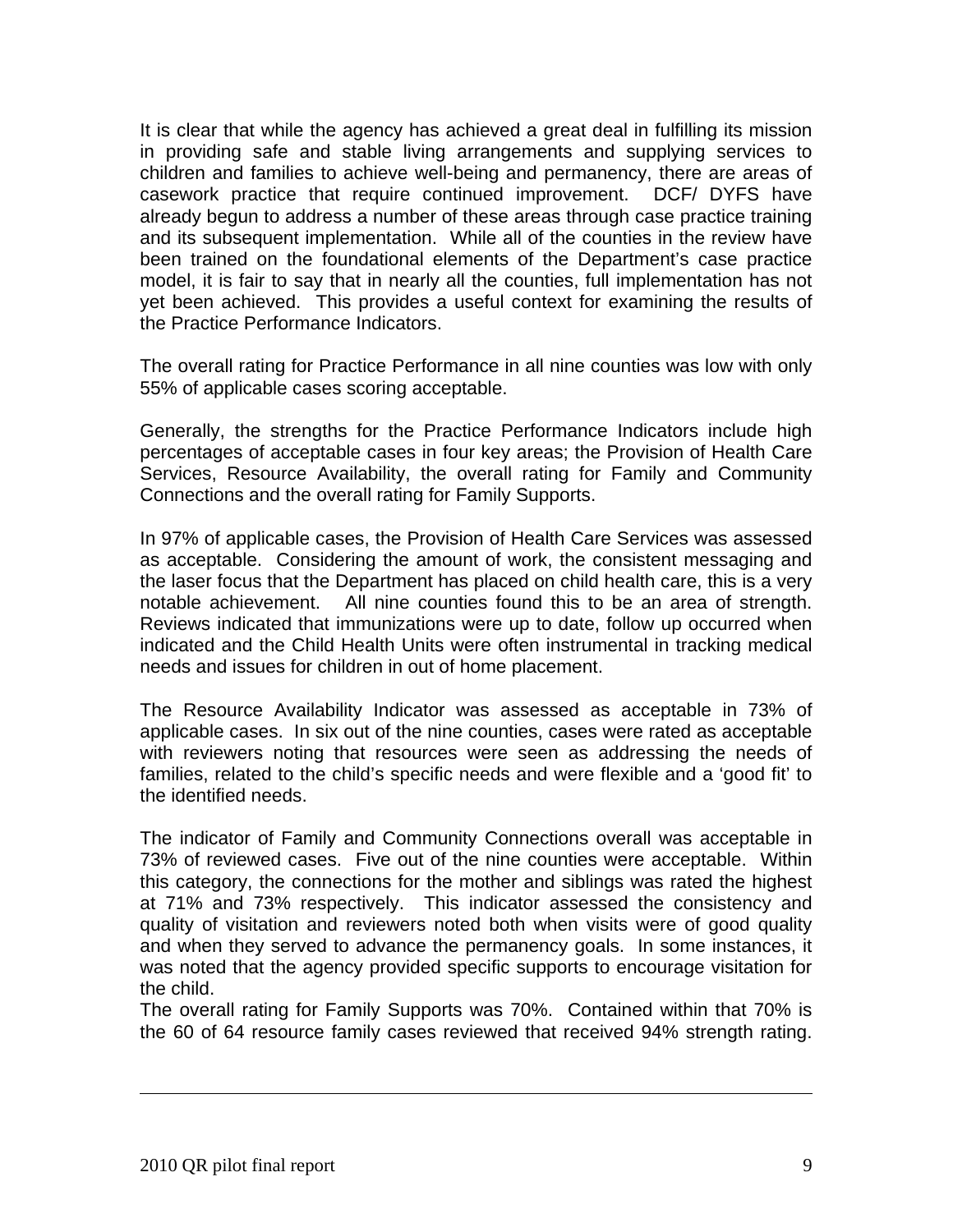It is clear that while the agency has achieved a great deal in fulfilling its mission in providing safe and stable living arrangements and supplying services to children and families to achieve well-being and permanency, there are areas of casework practice that require continued improvement. DCF/ DYFS have already begun to address a number of these areas through case practice training and its subsequent implementation. While all of the counties in the review have been trained on the foundational elements of the Department's case practice model, it is fair to say that in nearly all the counties, full implementation has not yet been achieved. This provides a useful context for examining the results of the Practice Performance Indicators.

The overall rating for Practice Performance in all nine counties was low with only 55% of applicable cases scoring acceptable.

Generally, the strengths for the Practice Performance Indicators include high percentages of acceptable cases in four key areas; the Provision of Health Care Services, Resource Availability, the overall rating for Family and Community Connections and the overall rating for Family Supports.

In 97% of applicable cases, the Provision of Health Care Services was assessed as acceptable. Considering the amount of work, the consistent messaging and the laser focus that the Department has placed on child health care, this is a very notable achievement. All nine counties found this to be an area of strength. Reviews indicated that immunizations were up to date, follow up occurred when indicated and the Child Health Units were often instrumental in tracking medical needs and issues for children in out of home placement.

The Resource Availability Indicator was assessed as acceptable in 73% of applicable cases. In six out of the nine counties, cases were rated as acceptable with reviewers noting that resources were seen as addressing the needs of families, related to the child's specific needs and were flexible and a 'good fit' to the identified needs.

The indicator of Family and Community Connections overall was acceptable in 73% of reviewed cases. Five out of the nine counties were acceptable. Within this category, the connections for the mother and siblings was rated the highest at 71% and 73% respectively. This indicator assessed the consistency and quality of visitation and reviewers noted both when visits were of good quality and when they served to advance the permanency goals. In some instances, it was noted that the agency provided specific supports to encourage visitation for the child.

The overall rating for Family Supports was 70%. Contained within that 70% is the 60 of 64 resource family cases reviewed that received 94% strength rating.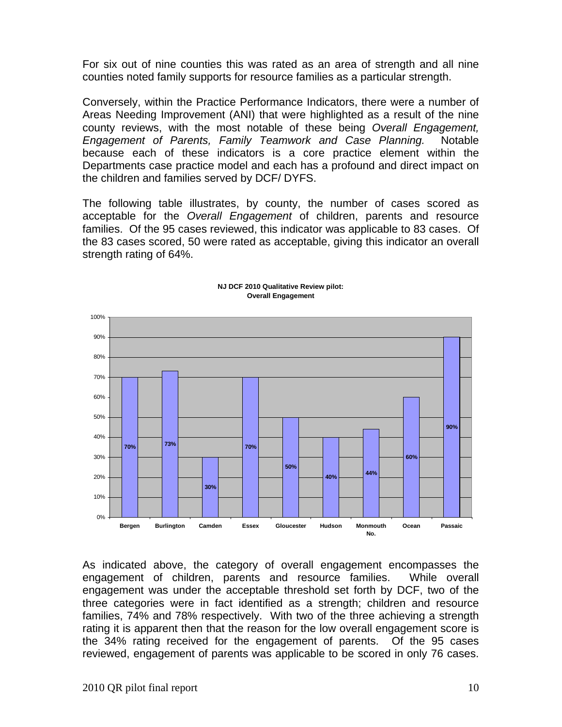For six out of nine counties this was rated as an area of strength and all nine counties noted family supports for resource families as a particular strength.

Conversely, within the Practice Performance Indicators, there were a number of Areas Needing Improvement (ANI) that were highlighted as a result of the nine county reviews, with the most notable of these being *Overall Engagement, Engagement of Parents, Family Teamwork and Case Planning.* Notable because each of these indicators is a core practice element within the Departments case practice model and each has a profound and direct impact on the children and families served by DCF/ DYFS.

The following table illustrates, by county, the number of cases scored as acceptable for the *Overall Engagement* of children, parents and resource families. Of the 95 cases reviewed, this indicator was applicable to 83 cases. Of the 83 cases scored, 50 were rated as acceptable, giving this indicator an overall strength rating of 64%.

**NJ DCF 2010 Qualitative Review pilot: Overall Engagement**

| County | Overall Engagement |
|---|---|
| Bergen | 70% |
| Burlington | 73% |
| Camden | 30% |
| Essex | 70% |
| Gloucester | 50% |
| Hudson | 40% |
| Monmouth No. | 44% |
| Ocean | 60% |
| Passaic | 90% |

As indicated above, the category of overall engagement encompasses the engagement of children, parents and resource families. While overall engagement was under the acceptable threshold set forth by DCF, two of the three categories were in fact identified as a strength; children and resource families, 74% and 78% respectively. With two of the three achieving a strength rating it is apparent then that the reason for the low overall engagement score is the 34% rating received for the engagement of parents. Of the 95 cases reviewed, engagement of parents was applicable to be scored in only 76 cases.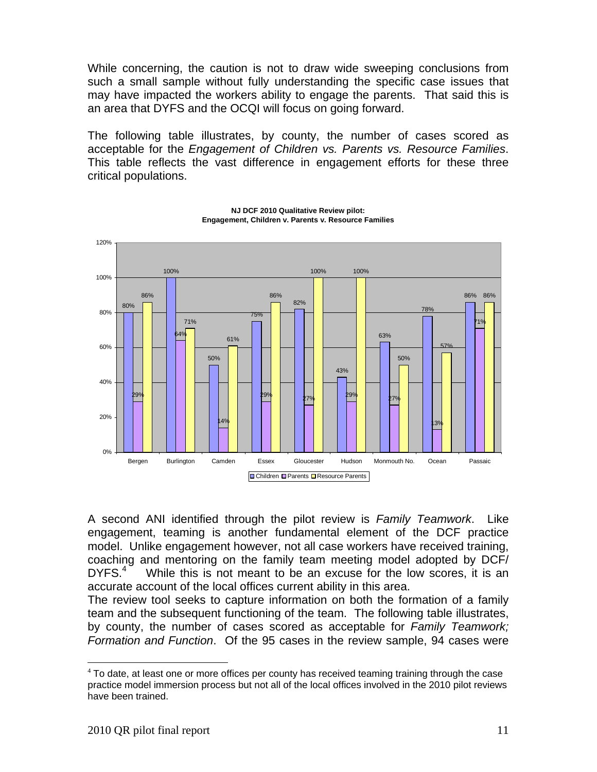While concerning, the caution is not to draw wide sweeping conclusions from such a small sample without fully understanding the specific case issues that may have impacted the workers ability to engage the parents. That said this is an area that DYFS and the OCQI will focus on going forward.

The following table illustrates, by county, the number of cases scored as acceptable for the *Engagement of Children vs. Parents vs. Resource Families*. This table reflects the vast difference in engagement efforts for these three critical populations.

**NJ DCF 2010 Qualitative Review pilot: Engagement, Children v. Parents v. Resource Families**

| County | Children | Parents | Resource Parents |
|---|---|---|---|
| Bergen | 80% | 29% | 86% |
| Burlington | 100% | 64% | 71% |
| Camden | 50% | 14% | 61% |
| Essex | 75% | 29% | 86% |
| Gloucester | 82% | 27% | 100% |
| Hudson | 43% | 29% | 100% |
| Monmouth No. | 63% | 27% | 50% |
| Ocean | 78% | 13% | 57% |
| Passaic | 86% | 71% | 86% |

A second ANI identified through the pilot review is *Family Teamwork*. Like engagement, teaming is another fundamental element of the DCF practice model. Unlike engagement however, not all case workers have received training, coaching and mentoring on the family team meeting model adopted by DCF/ DYFS.[4] While this is not meant to be an excuse for the low scores, it is an accurate account of the local offices current ability in this area.

The review tool seeks to capture information on both the formation of a family team and the subsequent functioning of the team. The following table illustrates, by county, the number of cases scored as acceptable for *Family Teamwork; Formation and Function*. Of the 95 cases in the review sample, 94 cases were

[4] To date, at least one or more offices per county has received teaming training through the case practice model immersion process but not all of the local offices involved in the 2010 pilot reviews have been trained.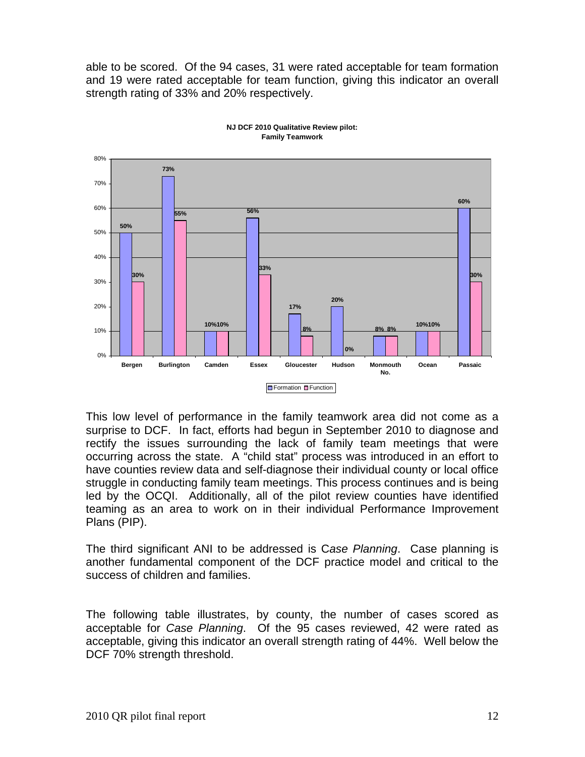able to be scored. Of the 94 cases, 31 were rated acceptable for team formation and 19 were rated acceptable for team function, giving this indicator an overall strength rating of 33% and 20% respectively.

**NJ DCF 2010 Qualitative Review pilot: Family Teamwork**

| County | Formation | Function |
|---|---|---|
| Bergen | 50% | 30% |
| Burlington | 73% | 55% |
| Camden | 10% | 10% |
| Essex | 56% | 33% |
| Gloucester | 17% | 8% |
| Hudson | 20% | 0% |
| Monmouth No. | 8% | 8% |
| Ocean | 10% | 10% |
| Passaic | 60% | 30% |

This low level of performance in the family teamwork area did not come as a surprise to DCF. In fact, efforts had begun in September 2010 to diagnose and rectify the issues surrounding the lack of family team meetings that were occurring across the state. A "child stat" process was introduced in an effort to have counties review data and self-diagnose their individual county or local office struggle in conducting family team meetings. This process continues and is being led by the OCQI. Additionally, all of the pilot review counties have identified teaming as an area to work on in their individual Performance Improvement Plans (PIP).

The third significant ANI to be addressed is C*ase Planning*. Case planning is another fundamental component of the DCF practice model and critical to the success of children and families.

The following table illustrates, by county, the number of cases scored as acceptable for *Case Planning*. Of the 95 cases reviewed, 42 were rated as acceptable, giving this indicator an overall strength rating of 44%. Well below the DCF 70% strength threshold.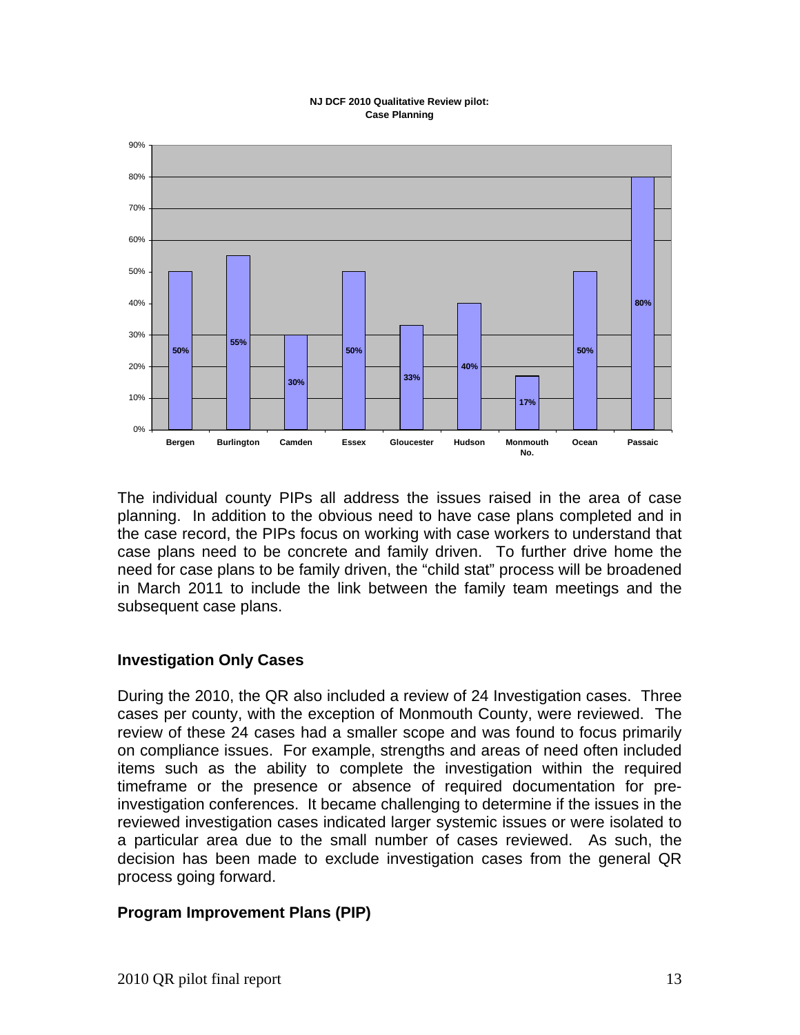**NJ DCF 2010 Qualitative Review pilot: Case Planning**

| County | Case Planning |
|---|---|
| Bergen | 50% |
| Burlington | 55% |
| Camden | 30% |
| Essex | 50% |
| Gloucester | 33% |
| Hudson | 40% |
| Monmouth No. | 17% |
| Ocean | 50% |
| Passaic | 80% |

The individual county PIPs all address the issues raised in the area of case planning. In addition to the obvious need to have case plans completed and in the case record, the PIPs focus on working with case workers to understand that case plans need to be concrete and family driven. To further drive home the need for case plans to be family driven, the "child stat" process will be broadened in March 2011 to include the link between the family team meetings and the subsequent case plans.

### Investigation Only Cases

During the 2010, the QR also included a review of 24 Investigation cases. Three cases per county, with the exception of Monmouth County, were reviewed. The review of these 24 cases had a smaller scope and was found to focus primarily on compliance issues. For example, strengths and areas of need often included items such as the ability to complete the investigation within the required timeframe or the presence or absence of required documentation for pre-investigation conferences. It became challenging to determine if the issues in the reviewed investigation cases indicated larger systemic issues or were isolated to a particular area due to the small number of cases reviewed. As such, the decision has been made to exclude investigation cases from the general QR process going forward.

### Program Improvement Plans (PIP)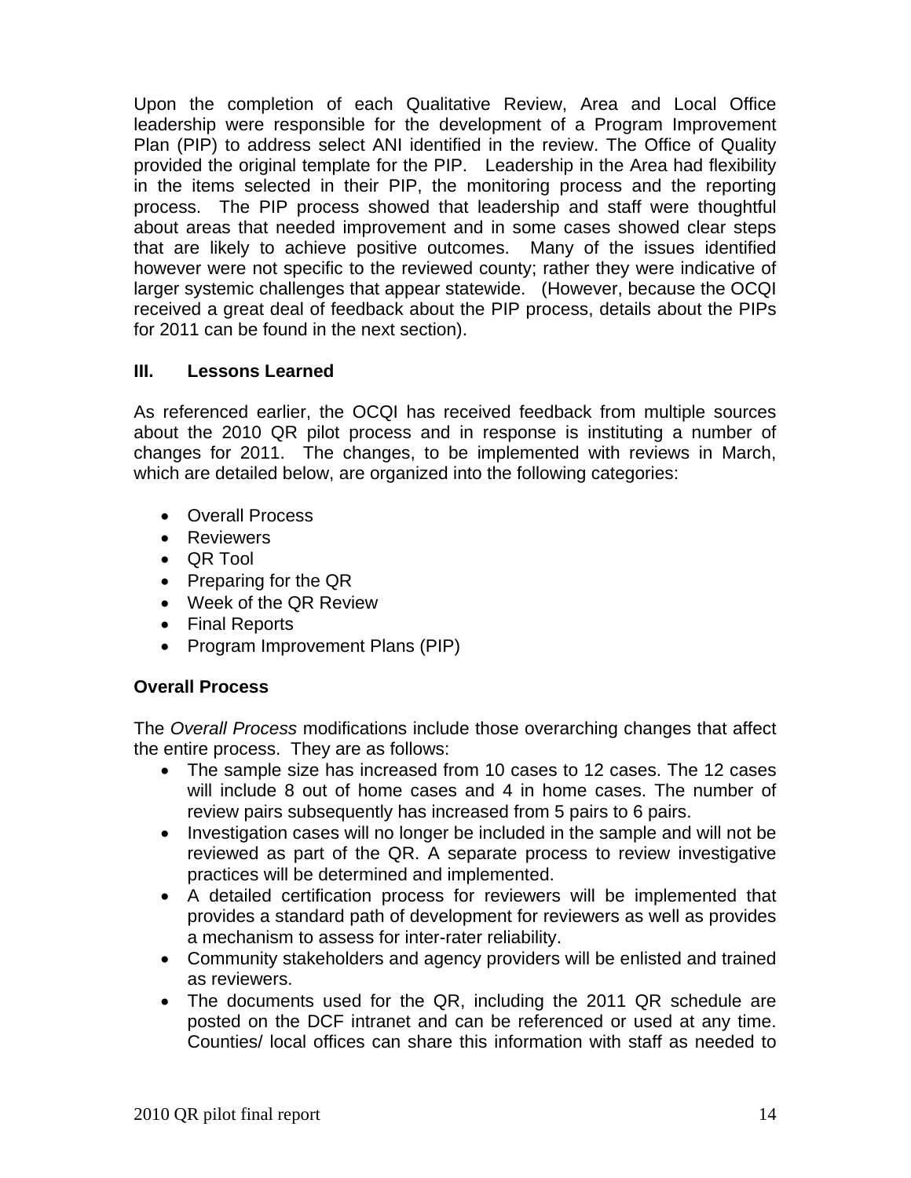Upon the completion of each Qualitative Review, Area and Local Office leadership were responsible for the development of a Program Improvement Plan (PIP) to address select ANI identified in the review. The Office of Quality provided the original template for the PIP. Leadership in the Area had flexibility in the items selected in their PIP, the monitoring process and the reporting process. The PIP process showed that leadership and staff were thoughtful about areas that needed improvement and in some cases showed clear steps that are likely to achieve positive outcomes. Many of the issues identified however were not specific to the reviewed county; rather they were indicative of larger systemic challenges that appear statewide. (However, because the OCQI received a great deal of feedback about the PIP process, details about the PIPs for 2011 can be found in the next section).

## III. Lessons Learned

As referenced earlier, the OCQI has received feedback from multiple sources about the 2010 QR pilot process and in response is instituting a number of changes for 2011. The changes, to be implemented with reviews in March, which are detailed below, are organized into the following categories:

- Overall Process
- Reviewers
- QR Tool
- Preparing for the QR
- Week of the QR Review
- Final Reports
- Program Improvement Plans (PIP)

### Overall Process

The *Overall Process* modifications include those overarching changes that affect the entire process. They are as follows:

- The sample size has increased from 10 cases to 12 cases. The 12 cases will include 8 out of home cases and 4 in home cases. The number of review pairs subsequently has increased from 5 pairs to 6 pairs.
- Investigation cases will no longer be included in the sample and will not be reviewed as part of the QR. A separate process to review investigative practices will be determined and implemented.
- A detailed certification process for reviewers will be implemented that provides a standard path of development for reviewers as well as provides a mechanism to assess for inter-rater reliability.
- Community stakeholders and agency providers will be enlisted and trained as reviewers.
- The documents used for the QR, including the 2011 QR schedule are posted on the DCF intranet and can be referenced or used at any time. Counties/ local offices can share this information with staff as needed to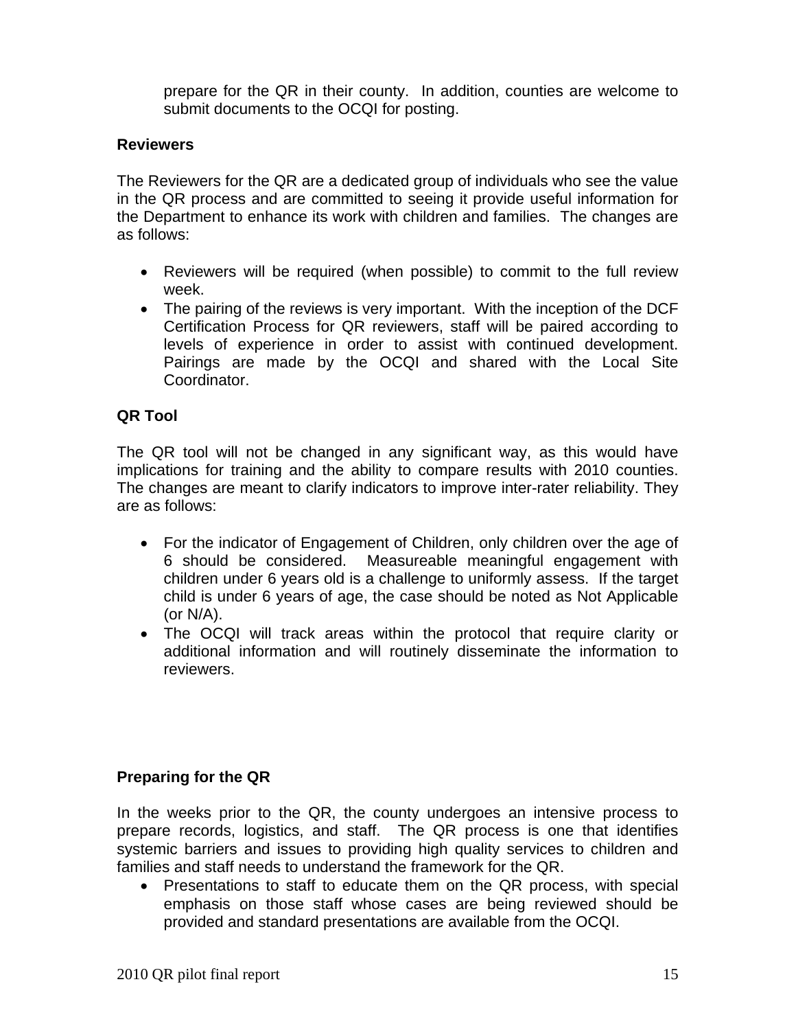prepare for the QR in their county. In addition, counties are welcome to submit documents to the OCQI for posting.

**Reviewers**

The Reviewers for the QR are a dedicated group of individuals who see the value in the QR process and are committed to seeing it provide useful information for the Department to enhance its work with children and families. The changes are as follows:

- Reviewers will be required (when possible) to commit to the full review week.
- The pairing of the reviews is very important. With the inception of the DCF Certification Process for QR reviewers, staff will be paired according to levels of experience in order to assist with continued development. Pairings are made by the OCQI and shared with the Local Site Coordinator.

**QR Tool**

The QR tool will not be changed in any significant way, as this would have implications for training and the ability to compare results with 2010 counties. The changes are meant to clarify indicators to improve inter-rater reliability. They are as follows:

- For the indicator of Engagement of Children, only children over the age of 6 should be considered. Measureable meaningful engagement with children under 6 years old is a challenge to uniformly assess. If the target child is under 6 years of age, the case should be noted as Not Applicable (or N/A).
- The OCQI will track areas within the protocol that require clarity or additional information and will routinely disseminate the information to reviewers.

**Preparing for the QR**

In the weeks prior to the QR, the county undergoes an intensive process to prepare records, logistics, and staff. The QR process is one that identifies systemic barriers and issues to providing high quality services to children and families and staff needs to understand the framework for the QR.

- Presentations to staff to educate them on the QR process, with special emphasis on those staff whose cases are being reviewed should be provided and standard presentations are available from the OCQI.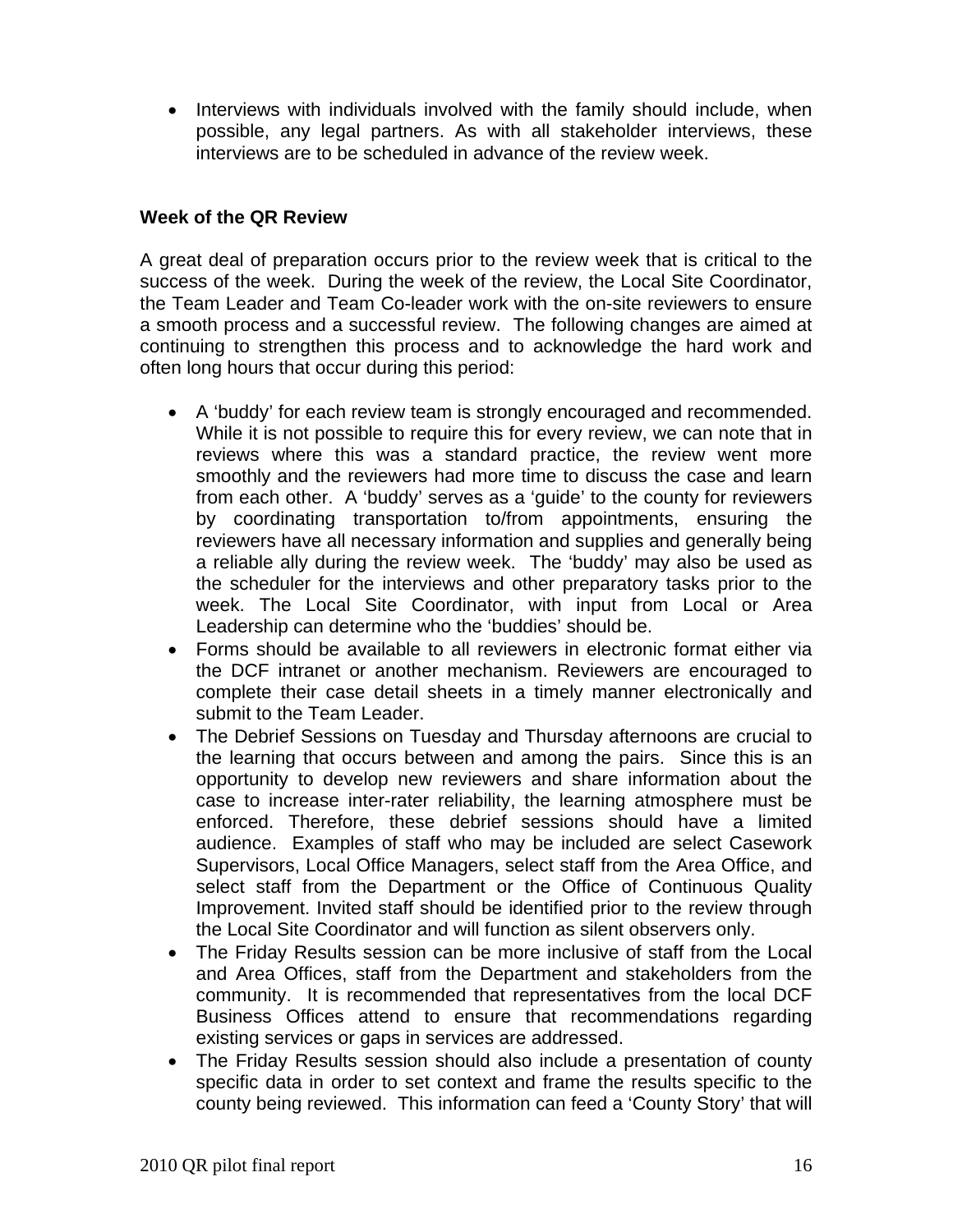- Interviews with individuals involved with the family should include, when possible, any legal partners. As with all stakeholder interviews, these interviews are to be scheduled in advance of the review week.

**Week of the QR Review**

A great deal of preparation occurs prior to the review week that is critical to the success of the week. During the week of the review, the Local Site Coordinator, the Team Leader and Team Co-leader work with the on-site reviewers to ensure a smooth process and a successful review. The following changes are aimed at continuing to strengthen this process and to acknowledge the hard work and often long hours that occur during this period:

- A 'buddy' for each review team is strongly encouraged and recommended. While it is not possible to require this for every review, we can note that in reviews where this was a standard practice, the review went more smoothly and the reviewers had more time to discuss the case and learn from each other. A 'buddy' serves as a 'guide' to the county for reviewers by coordinating transportation to/from appointments, ensuring the reviewers have all necessary information and supplies and generally being a reliable ally during the review week. The 'buddy' may also be used as the scheduler for the interviews and other preparatory tasks prior to the week. The Local Site Coordinator, with input from Local or Area Leadership can determine who the 'buddies' should be.
- Forms should be available to all reviewers in electronic format either via the DCF intranet or another mechanism. Reviewers are encouraged to complete their case detail sheets in a timely manner electronically and submit to the Team Leader.
- The Debrief Sessions on Tuesday and Thursday afternoons are crucial to the learning that occurs between and among the pairs. Since this is an opportunity to develop new reviewers and share information about the case to increase inter-rater reliability, the learning atmosphere must be enforced. Therefore, these debrief sessions should have a limited audience. Examples of staff who may be included are select Casework Supervisors, Local Office Managers, select staff from the Area Office, and select staff from the Department or the Office of Continuous Quality Improvement. Invited staff should be identified prior to the review through the Local Site Coordinator and will function as silent observers only.
- The Friday Results session can be more inclusive of staff from the Local and Area Offices, staff from the Department and stakeholders from the community. It is recommended that representatives from the local DCF Business Offices attend to ensure that recommendations regarding existing services or gaps in services are addressed.
- The Friday Results session should also include a presentation of county specific data in order to set context and frame the results specific to the county being reviewed. This information can feed a 'County Story' that will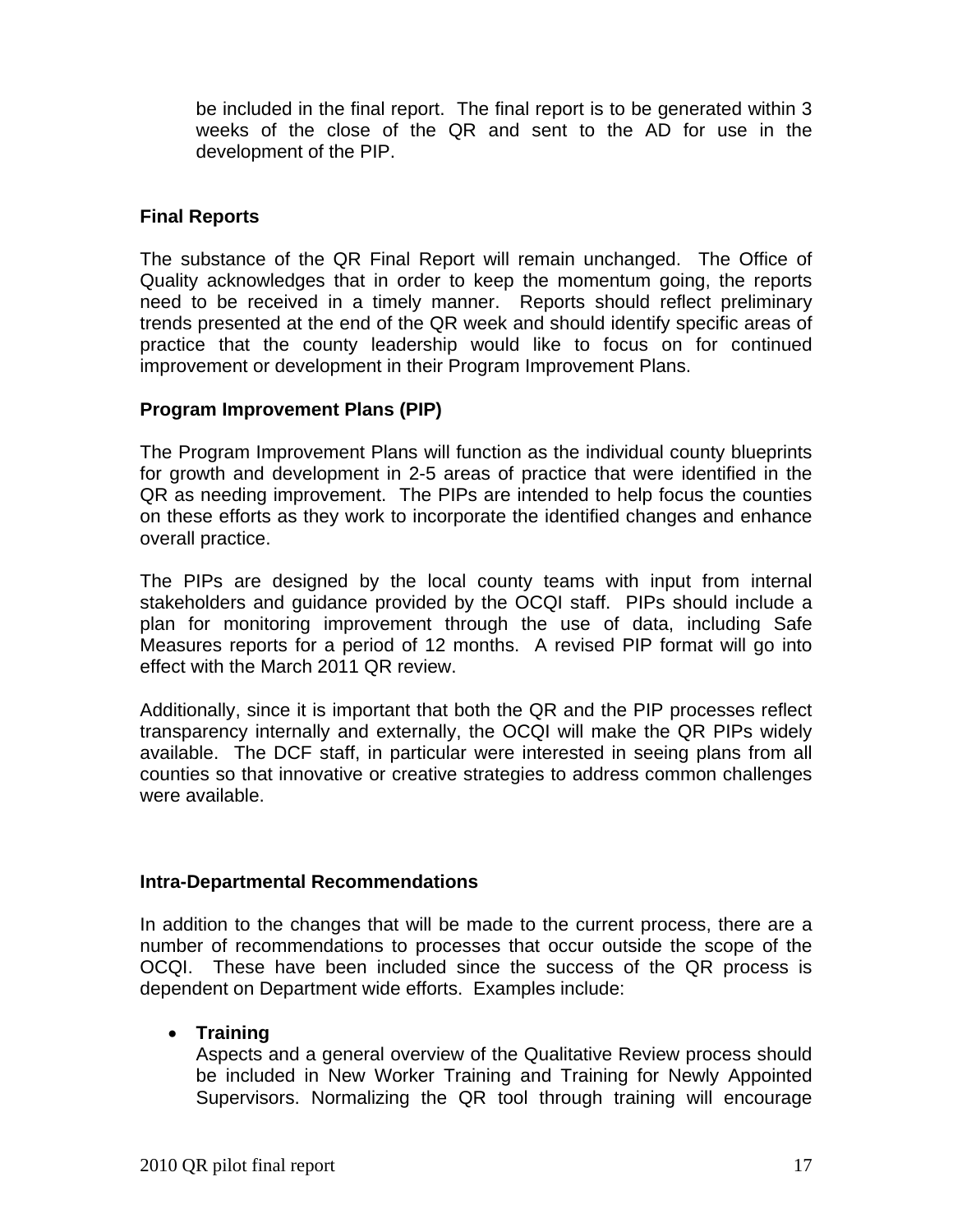be included in the final report. The final report is to be generated within 3 weeks of the close of the QR and sent to the AD for use in the development of the PIP.

**Final Reports**

The substance of the QR Final Report will remain unchanged. The Office of Quality acknowledges that in order to keep the momentum going, the reports need to be received in a timely manner. Reports should reflect preliminary trends presented at the end of the QR week and should identify specific areas of practice that the county leadership would like to focus on for continued improvement or development in their Program Improvement Plans.

**Program Improvement Plans (PIP)**

The Program Improvement Plans will function as the individual county blueprints for growth and development in 2-5 areas of practice that were identified in the QR as needing improvement. The PIPs are intended to help focus the counties on these efforts as they work to incorporate the identified changes and enhance overall practice.

The PIPs are designed by the local county teams with input from internal stakeholders and guidance provided by the OCQI staff. PIPs should include a plan for monitoring improvement through the use of data, including Safe Measures reports for a period of 12 months. A revised PIP format will go into effect with the March 2011 QR review.

Additionally, since it is important that both the QR and the PIP processes reflect transparency internally and externally, the OCQI will make the QR PIPs widely available. The DCF staff, in particular were interested in seeing plans from all counties so that innovative or creative strategies to address common challenges were available.

**Intra-Departmental Recommendations**

In addition to the changes that will be made to the current process, there are a number of recommendations to processes that occur outside the scope of the OCQI. These have been included since the success of the QR process is dependent on Department wide efforts. Examples include:

- **Training**
  Aspects and a general overview of the Qualitative Review process should be included in New Worker Training and Training for Newly Appointed Supervisors. Normalizing the QR tool through training will encourage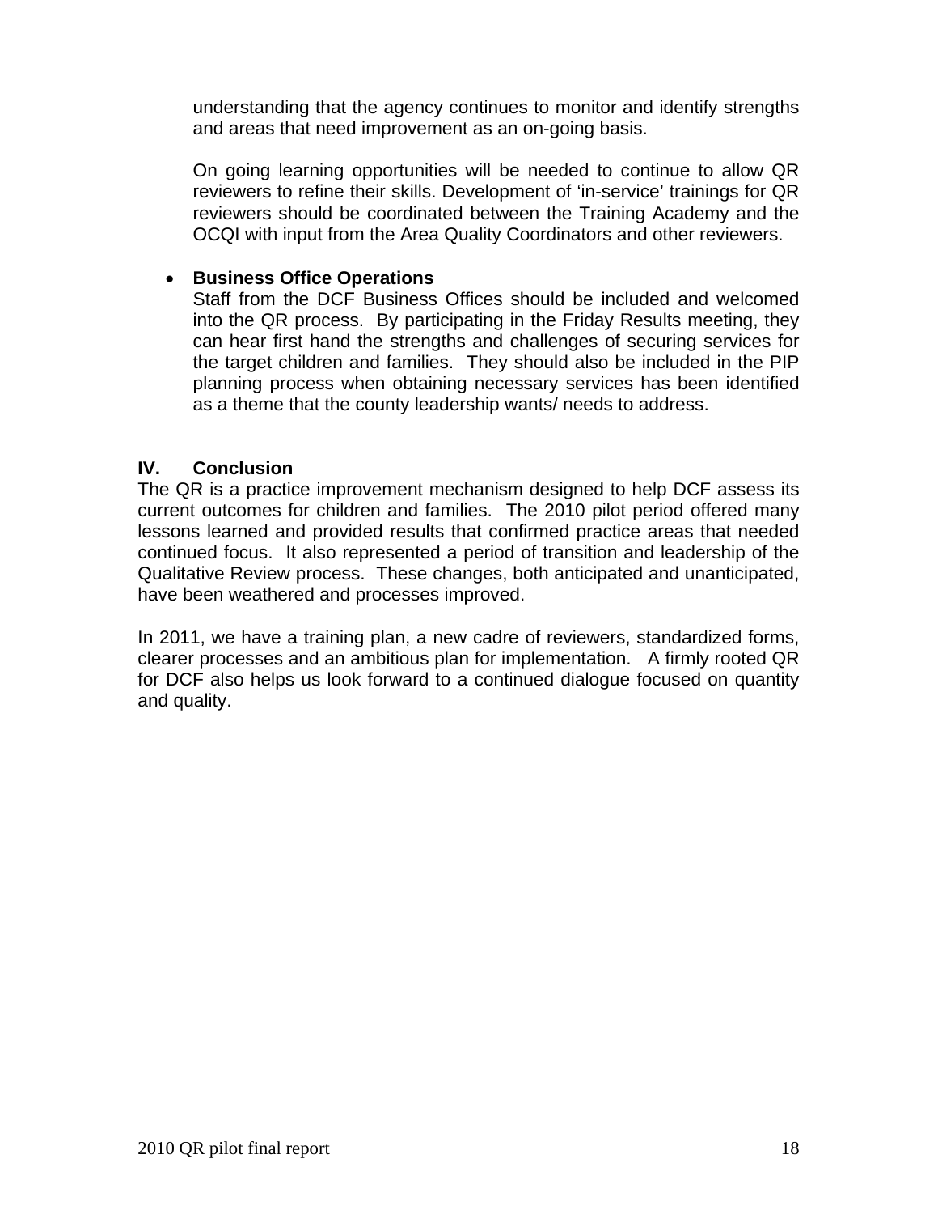understanding that the agency continues to monitor and identify strengths and areas that need improvement as an on-going basis.

On going learning opportunities will be needed to continue to allow QR reviewers to refine their skills. Development of 'in-service' trainings for QR reviewers should be coordinated between the Training Academy and the OCQI with input from the Area Quality Coordinators and other reviewers.

- **Business Office Operations**
  Staff from the DCF Business Offices should be included and welcomed into the QR process. By participating in the Friday Results meeting, they can hear first hand the strengths and challenges of securing services for the target children and families. They should also be included in the PIP planning process when obtaining necessary services has been identified as a theme that the county leadership wants/ needs to address.

## IV. Conclusion

The QR is a practice improvement mechanism designed to help DCF assess its current outcomes for children and families. The 2010 pilot period offered many lessons learned and provided results that confirmed practice areas that needed continued focus. It also represented a period of transition and leadership of the Qualitative Review process. These changes, both anticipated and unanticipated, have been weathered and processes improved.

In 2011, we have a training plan, a new cadre of reviewers, standardized forms, clearer processes and an ambitious plan for implementation. A firmly rooted QR for DCF also helps us look forward to a continued dialogue focused on quantity and quality.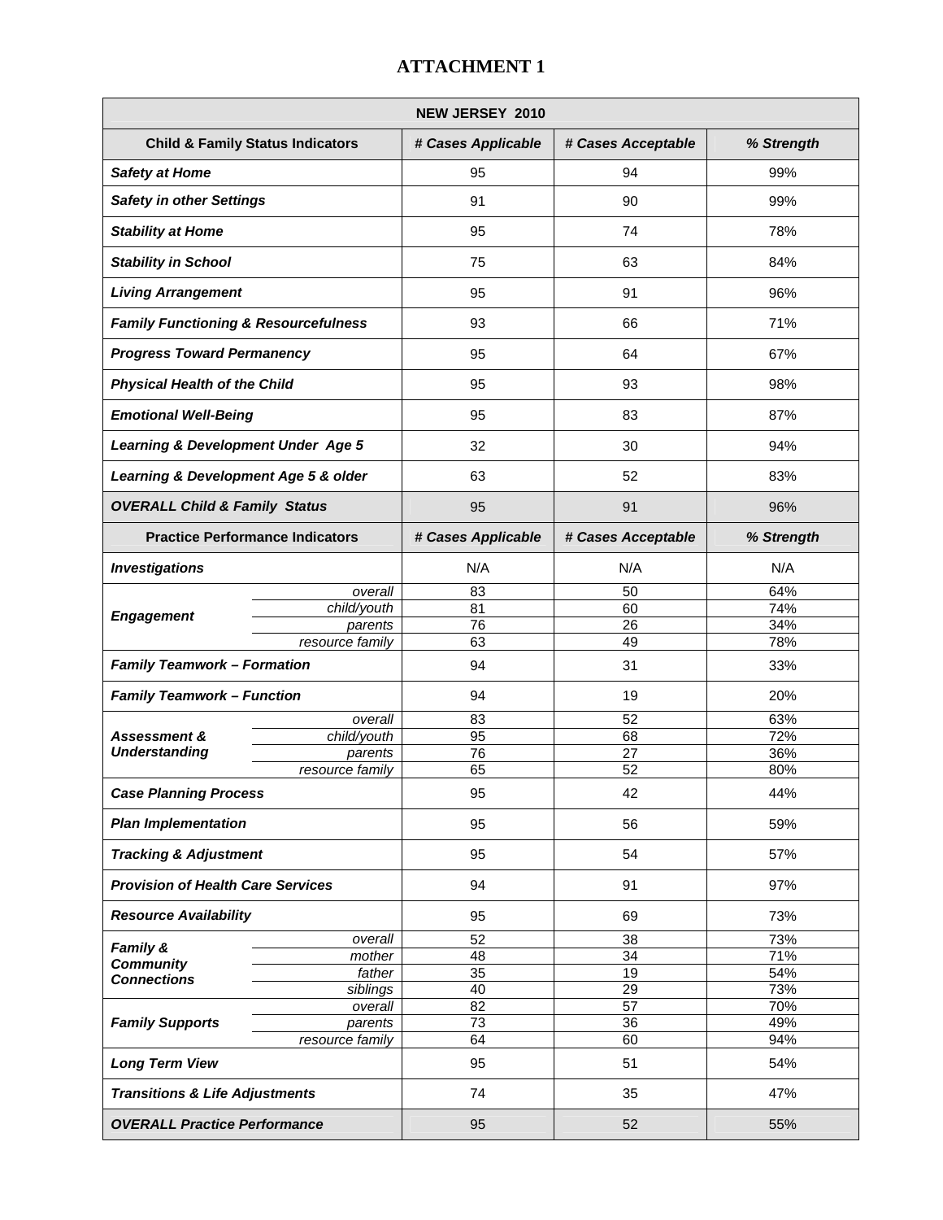# ATTACHMENT 1

| NEW JERSEY 2010 | | | | |
|---|---|---|---|---|
| **Child & Family Status Indicators** | | ***# Cases Applicable*** | ***# Cases Acceptable*** | ***% Strength*** |
| ***Safety at Home*** | | 95 | 94 | 99% |
| ***Safety in other Settings*** | | 91 | 90 | 99% |
| ***Stability at Home*** | | 95 | 74 | 78% |
| ***Stability in School*** | | 75 | 63 | 84% |
| ***Living Arrangement*** | | 95 | 91 | 96% |
| ***Family Functioning & Resourcefulness*** | | 93 | 66 | 71% |
| ***Progress Toward Permanency*** | | 95 | 64 | 67% |
| ***Physical Health of the Child*** | | 95 | 93 | 98% |
| ***Emotional Well-Being*** | | 95 | 83 | 87% |
| ***Learning & Development Under Age 5*** | | 32 | 30 | 94% |
| ***Learning & Development Age 5 & older*** | | 63 | 52 | 83% |
| ***OVERALL Child & Family Status*** | | 95 | 91 | 96% |
| **Practice Performance Indicators** | | ***# Cases Applicable*** | ***# Cases Acceptable*** | ***% Strength*** |
| ***Investigations*** | | N/A | N/A | N/A |
| ***Engagement*** | *overall* | 83 | 50 | 64% |
| | *child/youth* | 81 | 60 | 74% |
| | *parents* | 76 | 26 | 34% |
| | *resource family* | 63 | 49 | 78% |
| ***Family Teamwork – Formation*** | | 94 | 31 | 33% |
| ***Family Teamwork – Function*** | | 94 | 19 | 20% |
| ***Assessment & Understanding*** | *overall* | 83 | 52 | 63% |
| | *child/youth* | 95 | 68 | 72% |
| | *parents* | 76 | 27 | 36% |
| | *resource family* | 65 | 52 | 80% |
| ***Case Planning Process*** | | 95 | 42 | 44% |
| ***Plan Implementation*** | | 95 | 56 | 59% |
| ***Tracking & Adjustment*** | | 95 | 54 | 57% |
| ***Provision of Health Care Services*** | | 94 | 91 | 97% |
| ***Resource Availability*** | | 95 | 69 | 73% |
| ***Family & Community Connections*** | *overall* | 52 | 38 | 73% |
| | *mother* | 48 | 34 | 71% |
| | *father* | 35 | 19 | 54% |
| | *siblings* | 40 | 29 | 73% |
| ***Family Supports*** | *overall* | 82 | 57 | 70% |
| | *parents* | 73 | 36 | 49% |
| | *resource family* | 64 | 60 | 94% |
| ***Long Term View*** | | 95 | 51 | 54% |
| ***Transitions & Life Adjustments*** | | 74 | 35 | 47% |
| ***OVERALL Practice Performance*** | | 95 | 52 | 55% |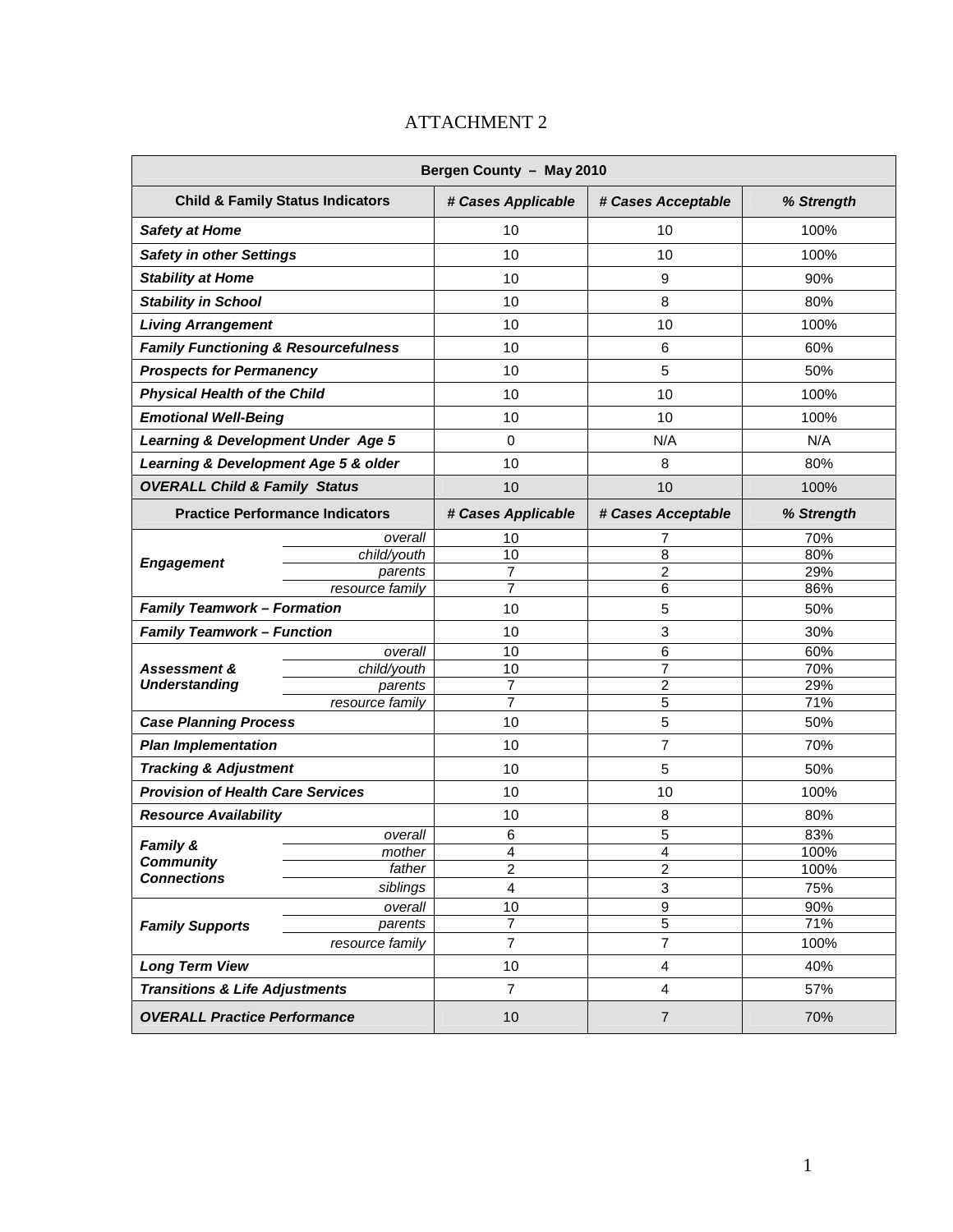# ATTACHMENT 2

| Bergen County – May 2010 | | | | |
|---|---|---|---|---|
| **Child & Family Status Indicators** | | ***# Cases Applicable*** | ***# Cases Acceptable*** | ***% Strength*** |
| ***Safety at Home*** | | 10 | 10 | 100% |
| ***Safety in other Settings*** | | 10 | 10 | 100% |
| ***Stability at Home*** | | 10 | 9 | 90% |
| ***Stability in School*** | | 10 | 8 | 80% |
| ***Living Arrangement*** | | 10 | 10 | 100% |
| ***Family Functioning & Resourcefulness*** | | 10 | 6 | 60% |
| ***Prospects for Permanency*** | | 10 | 5 | 50% |
| ***Physical Health of the Child*** | | 10 | 10 | 100% |
| ***Emotional Well-Being*** | | 10 | 10 | 100% |
| ***Learning & Development Under Age 5*** | | 0 | N/A | N/A |
| ***Learning & Development Age 5 & older*** | | 10 | 8 | 80% |
| ***OVERALL Child & Family Status*** | | 10 | 10 | 100% |
| **Practice Performance Indicators** | | ***# Cases Applicable*** | ***# Cases Acceptable*** | ***% Strength*** |
| ***Engagement*** | *overall* | 10 | 7 | 70% |
| | *child/youth* | 10 | 8 | 80% |
| | *parents* | 7 | 2 | 29% |
| | *resource family* | 7 | 6 | 86% |
| ***Family Teamwork – Formation*** | | 10 | 5 | 50% |
| ***Family Teamwork – Function*** | | 10 | 3 | 30% |
| ***Assessment & Understanding*** | *overall* | 10 | 6 | 60% |
| | *child/youth* | 10 | 7 | 70% |
| | *parents* | 7 | 2 | 29% |
| | *resource family* | 7 | 5 | 71% |
| ***Case Planning Process*** | | 10 | 5 | 50% |
| ***Plan Implementation*** | | 10 | 7 | 70% |
| ***Tracking & Adjustment*** | | 10 | 5 | 50% |
| ***Provision of Health Care Services*** | | 10 | 10 | 100% |
| ***Resource Availability*** | | 10 | 8 | 80% |
| ***Family & Community Connections*** | *overall* | 6 | 5 | 83% |
| | *mother* | 4 | 4 | 100% |
| | *father* | 2 | 2 | 100% |
| | *siblings* | 4 | 3 | 75% |
| ***Family Supports*** | *overall* | 10 | 9 | 90% |
| | *parents* | 7 | 5 | 71% |
| | *resource family* | 7 | 7 | 100% |
| ***Long Term View*** | | 10 | 4 | 40% |
| ***Transitions & Life Adjustments*** | | 7 | 4 | 57% |
| ***OVERALL Practice Performance*** | | 10 | 7 | 70% |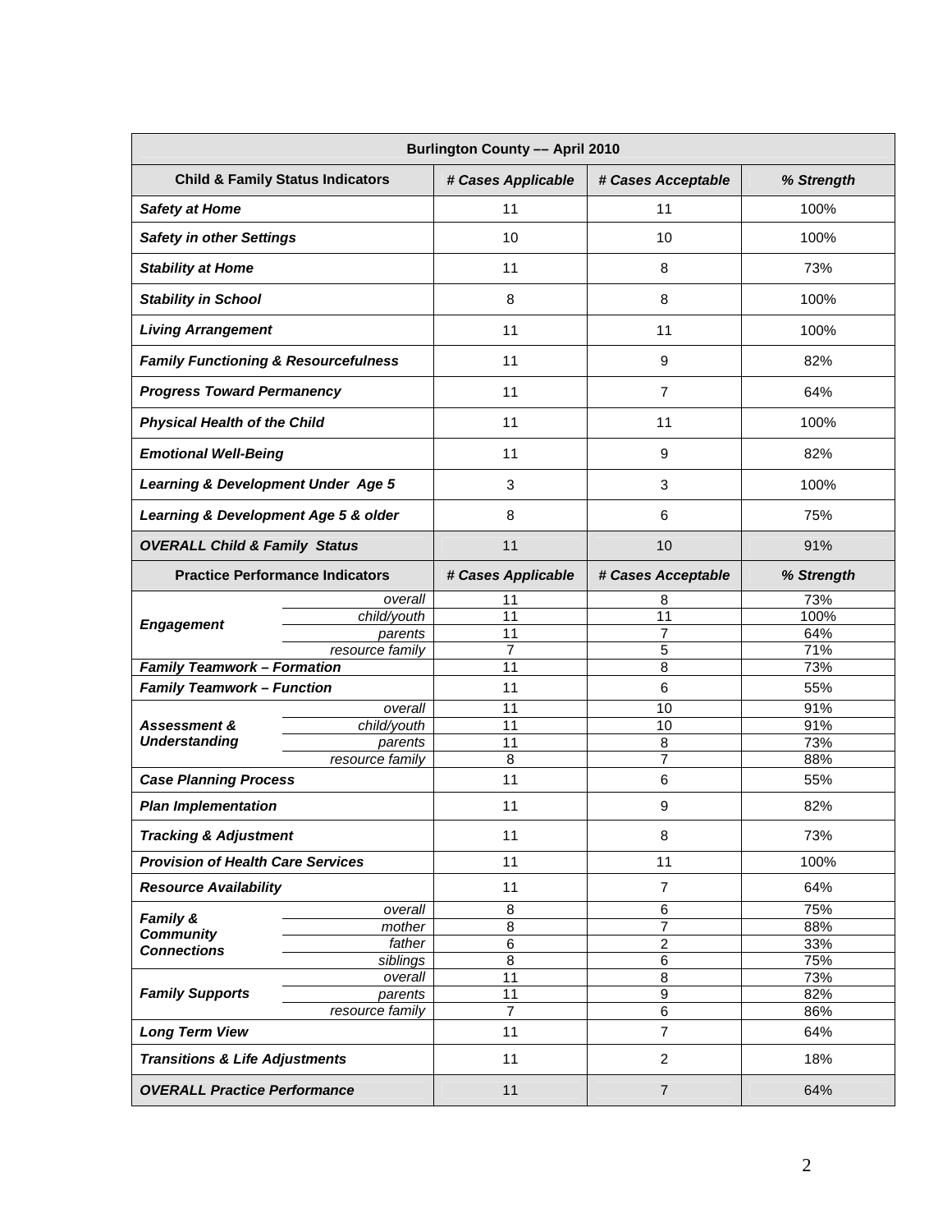| Burlington County –– April 2010 | | | | |
|---|---|---|---|---|
| **Child & Family Status Indicators** | | ***# Cases Applicable*** | ***# Cases Acceptable*** | ***% Strength*** |
| ***Safety at Home*** | | 11 | 11 | 100% |
| ***Safety in other Settings*** | | 10 | 10 | 100% |
| ***Stability at Home*** | | 11 | 8 | 73% |
| ***Stability in School*** | | 8 | 8 | 100% |
| ***Living Arrangement*** | | 11 | 11 | 100% |
| ***Family Functioning & Resourcefulness*** | | 11 | 9 | 82% |
| ***Progress Toward Permanency*** | | 11 | 7 | 64% |
| ***Physical Health of the Child*** | | 11 | 11 | 100% |
| ***Emotional Well-Being*** | | 11 | 9 | 82% |
| ***Learning & Development Under Age 5*** | | 3 | 3 | 100% |
| ***Learning & Development Age 5 & older*** | | 8 | 6 | 75% |
| ***OVERALL Child & Family Status*** | | 11 | 10 | 91% |
| **Practice Performance Indicators** | | ***# Cases Applicable*** | ***# Cases Acceptable*** | ***% Strength*** |
| ***Engagement*** | *overall* | 11 | 8 | 73% |
| | *child/youth* | 11 | 11 | 100% |
| | *parents* | 11 | 7 | 64% |
| | *resource family* | 7 | 5 | 71% |
| ***Family Teamwork – Formation*** | | 11 | 8 | 73% |
| ***Family Teamwork – Function*** | | 11 | 6 | 55% |
| ***Assessment & Understanding*** | *overall* | 11 | 10 | 91% |
| | *child/youth* | 11 | 10 | 91% |
| | *parents* | 11 | 8 | 73% |
| | *resource family* | 8 | 7 | 88% |
| ***Case Planning Process*** | | 11 | 6 | 55% |
| ***Plan Implementation*** | | 11 | 9 | 82% |
| ***Tracking & Adjustment*** | | 11 | 8 | 73% |
| ***Provision of Health Care Services*** | | 11 | 11 | 100% |
| ***Resource Availability*** | | 11 | 7 | 64% |
| ***Family & Community Connections*** | *overall* | 8 | 6 | 75% |
| | *mother* | 8 | 7 | 88% |
| | *father* | 6 | 2 | 33% |
| | *siblings* | 8 | 6 | 75% |
| ***Family Supports*** | *overall* | 11 | 8 | 73% |
| | *parents* | 11 | 9 | 82% |
| | *resource family* | 7 | 6 | 86% |
| ***Long Term View*** | | 11 | 7 | 64% |
| ***Transitions & Life Adjustments*** | | 11 | 2 | 18% |
| ***OVERALL Practice Performance*** | | 11 | 7 | 64% |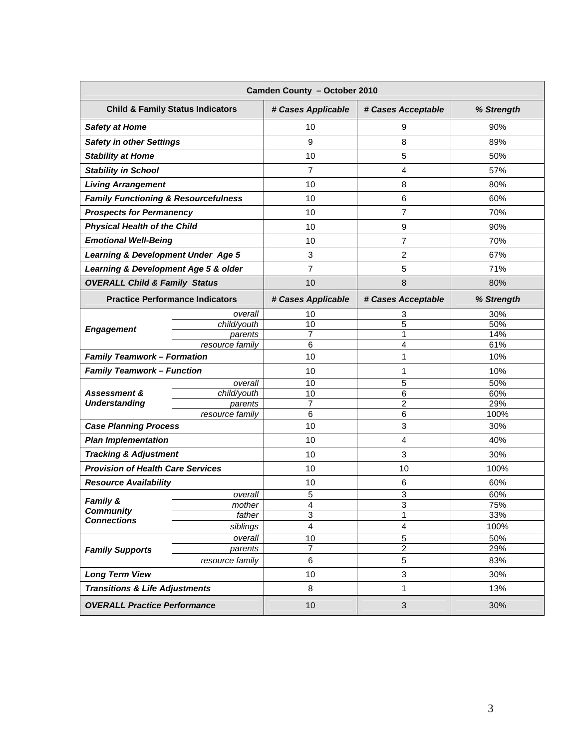| Camden County – October 2010 | | | | |
|---|---|---|---|---|
| **Child & Family Status Indicators** | | ***# Cases Applicable*** | ***# Cases Acceptable*** | ***% Strength*** |
| ***Safety at Home*** | | 10 | 9 | 90% |
| ***Safety in other Settings*** | | 9 | 8 | 89% |
| ***Stability at Home*** | | 10 | 5 | 50% |
| ***Stability in School*** | | 7 | 4 | 57% |
| ***Living Arrangement*** | | 10 | 8 | 80% |
| ***Family Functioning & Resourcefulness*** | | 10 | 6 | 60% |
| ***Prospects for Permanency*** | | 10 | 7 | 70% |
| ***Physical Health of the Child*** | | 10 | 9 | 90% |
| ***Emotional Well-Being*** | | 10 | 7 | 70% |
| ***Learning & Development Under Age 5*** | | 3 | 2 | 67% |
| ***Learning & Development Age 5 & older*** | | 7 | 5 | 71% |
| ***OVERALL Child & Family Status*** | | 10 | 8 | 80% |
| **Practice Performance Indicators** | | ***# Cases Applicable*** | ***# Cases Acceptable*** | ***% Strength*** |
| ***Engagement*** | *overall* | 10 | 3 | 30% |
| | *child/youth* | 10 | 5 | 50% |
| | *parents* | 7 | 1 | 14% |
| | *resource family* | 6 | 4 | 61% |
| ***Family Teamwork – Formation*** | | 10 | 1 | 10% |
| ***Family Teamwork – Function*** | | 10 | 1 | 10% |
| ***Assessment & Understanding*** | *overall* | 10 | 5 | 50% |
| | *child/youth* | 10 | 6 | 60% |
| | *parents* | 7 | 2 | 29% |
| | *resource family* | 6 | 6 | 100% |
| ***Case Planning Process*** | | 10 | 3 | 30% |
| ***Plan Implementation*** | | 10 | 4 | 40% |
| ***Tracking & Adjustment*** | | 10 | 3 | 30% |
| ***Provision of Health Care Services*** | | 10 | 10 | 100% |
| ***Resource Availability*** | | 10 | 6 | 60% |
| ***Family & Community Connections*** | *overall* | 5 | 3 | 60% |
| | *mother* | 4 | 3 | 75% |
| | *father* | 3 | 1 | 33% |
| | *siblings* | 4 | 4 | 100% |
| ***Family Supports*** | *overall* | 10 | 5 | 50% |
| | *parents* | 7 | 2 | 29% |
| | *resource family* | 6 | 5 | 83% |
| ***Long Term View*** | | 10 | 3 | 30% |
| ***Transitions & Life Adjustments*** | | 8 | 1 | 13% |
| ***OVERALL Practice Performance*** | | 10 | 3 | 30% |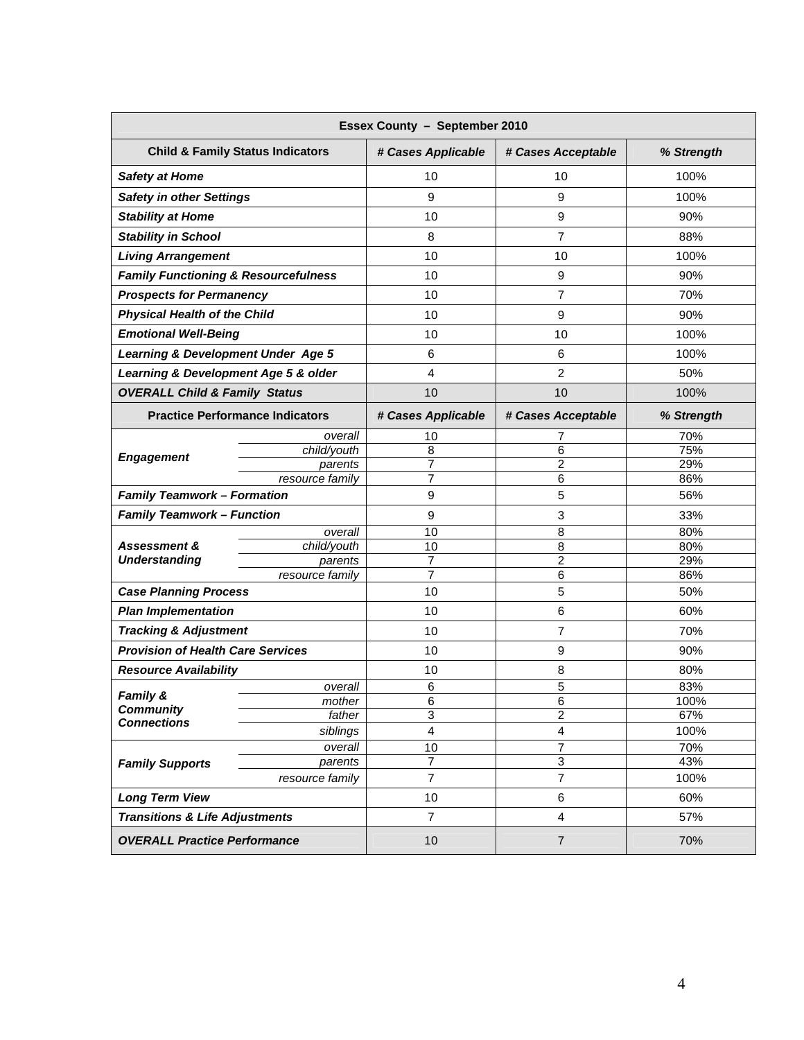| Essex County – September 2010 | | | | |
|---|---|---|---|---|
| **Child & Family Status Indicators** | | ***# Cases Applicable*** | ***# Cases Acceptable*** | ***% Strength*** |
| ***Safety at Home*** | | 10 | 10 | 100% |
| ***Safety in other Settings*** | | 9 | 9 | 100% |
| ***Stability at Home*** | | 10 | 9 | 90% |
| ***Stability in School*** | | 8 | 7 | 88% |
| ***Living Arrangement*** | | 10 | 10 | 100% |
| ***Family Functioning & Resourcefulness*** | | 10 | 9 | 90% |
| ***Prospects for Permanency*** | | 10 | 7 | 70% |
| ***Physical Health of the Child*** | | 10 | 9 | 90% |
| ***Emotional Well-Being*** | | 10 | 10 | 100% |
| ***Learning & Development Under Age 5*** | | 6 | 6 | 100% |
| ***Learning & Development Age 5 & older*** | | 4 | 2 | 50% |
| ***OVERALL Child & Family Status*** | | 10 | 10 | 100% |
| **Practice Performance Indicators** | | ***# Cases Applicable*** | ***# Cases Acceptable*** | ***% Strength*** |
| ***Engagement*** | *overall* | 10 | 7 | 70% |
| | *child/youth* | 8 | 6 | 75% |
| | *parents* | 7 | 2 | 29% |
| | *resource family* | 7 | 6 | 86% |
| ***Family Teamwork – Formation*** | | 9 | 5 | 56% |
| ***Family Teamwork – Function*** | | 9 | 3 | 33% |
| ***Assessment & Understanding*** | *overall* | 10 | 8 | 80% |
| | *child/youth* | 10 | 8 | 80% |
| | *parents* | 7 | 2 | 29% |
| | *resource family* | 7 | 6 | 86% |
| ***Case Planning Process*** | | 10 | 5 | 50% |
| ***Plan Implementation*** | | 10 | 6 | 60% |
| ***Tracking & Adjustment*** | | 10 | 7 | 70% |
| ***Provision of Health Care Services*** | | 10 | 9 | 90% |
| ***Resource Availability*** | | 10 | 8 | 80% |
| ***Family & Community Connections*** | *overall* | 6 | 5 | 83% |
| | *mother* | 6 | 6 | 100% |
| | *father* | 3 | 2 | 67% |
| | *siblings* | 4 | 4 | 100% |
| ***Family Supports*** | *overall* | 10 | 7 | 70% |
| | *parents* | 7 | 3 | 43% |
| | *resource family* | 7 | 7 | 100% |
| ***Long Term View*** | | 10 | 6 | 60% |
| ***Transitions & Life Adjustments*** | | 7 | 4 | 57% |
| ***OVERALL Practice Performance*** | | 10 | 7 | 70% |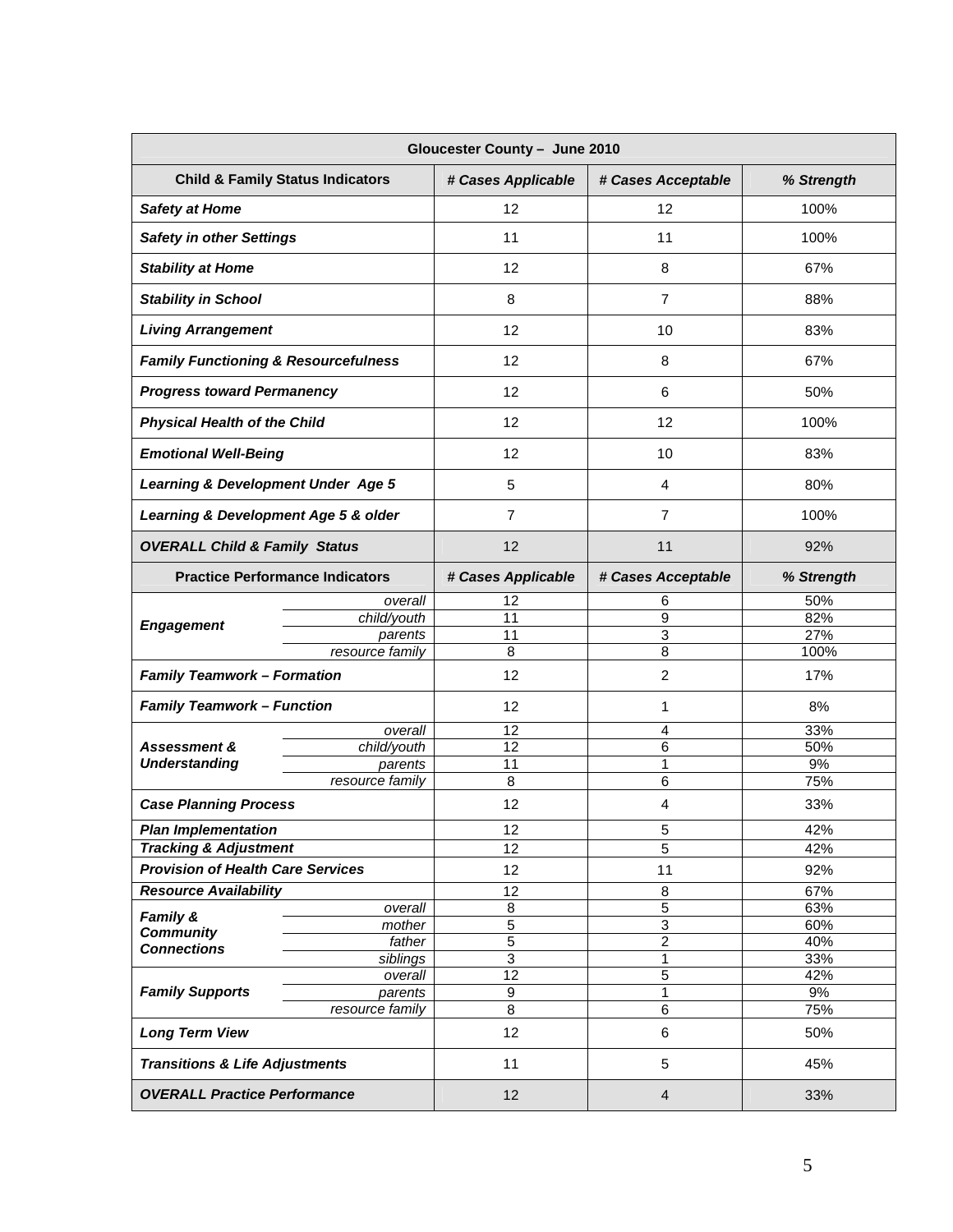| Gloucester County – June 2010 | | | | |
|---|---|---|---|---|
| **Child & Family Status Indicators** | | ***# Cases Applicable*** | ***# Cases Acceptable*** | ***% Strength*** |
| ***Safety at Home*** | | 12 | 12 | 100% |
| ***Safety in other Settings*** | | 11 | 11 | 100% |
| ***Stability at Home*** | | 12 | 8 | 67% |
| ***Stability in School*** | | 8 | 7 | 88% |
| ***Living Arrangement*** | | 12 | 10 | 83% |
| ***Family Functioning & Resourcefulness*** | | 12 | 8 | 67% |
| ***Progress toward Permanency*** | | 12 | 6 | 50% |
| ***Physical Health of the Child*** | | 12 | 12 | 100% |
| ***Emotional Well-Being*** | | 12 | 10 | 83% |
| ***Learning & Development Under Age 5*** | | 5 | 4 | 80% |
| ***Learning & Development Age 5 & older*** | | 7 | 7 | 100% |
| ***OVERALL Child & Family Status*** | | 12 | 11 | 92% |
| **Practice Performance Indicators** | | ***# Cases Applicable*** | ***# Cases Acceptable*** | ***% Strength*** |
| ***Engagement*** | *overall* | 12 | 6 | 50% |
| | *child/youth* | 11 | 9 | 82% |
| | *parents* | 11 | 3 | 27% |
| | *resource family* | 8 | 8 | 100% |
| ***Family Teamwork – Formation*** | | 12 | 2 | 17% |
| ***Family Teamwork – Function*** | | 12 | 1 | 8% |
| ***Assessment & Understanding*** | *overall* | 12 | 4 | 33% |
| | *child/youth* | 12 | 6 | 50% |
| | *parents* | 11 | 1 | 9% |
| | *resource family* | 8 | 6 | 75% |
| ***Case Planning Process*** | | 12 | 4 | 33% |
| ***Plan Implementation*** | | 12 | 5 | 42% |
| ***Tracking & Adjustment*** | | 12 | 5 | 42% |
| ***Provision of Health Care Services*** | | 12 | 11 | 92% |
| ***Resource Availability*** | | 12 | 8 | 67% |
| ***Family & Community Connections*** | *overall* | 8 | 5 | 63% |
| | *mother* | 5 | 3 | 60% |
| | *father* | 5 | 2 | 40% |
| | *siblings* | 3 | 1 | 33% |
| ***Family Supports*** | *overall* | 12 | 5 | 42% |
| | *parents* | 9 | 1 | 9% |
| | *resource family* | 8 | 6 | 75% |
| ***Long Term View*** | | 12 | 6 | 50% |
| ***Transitions & Life Adjustments*** | | 11 | 5 | 45% |
| ***OVERALL Practice Performance*** | | 12 | 4 | 33% |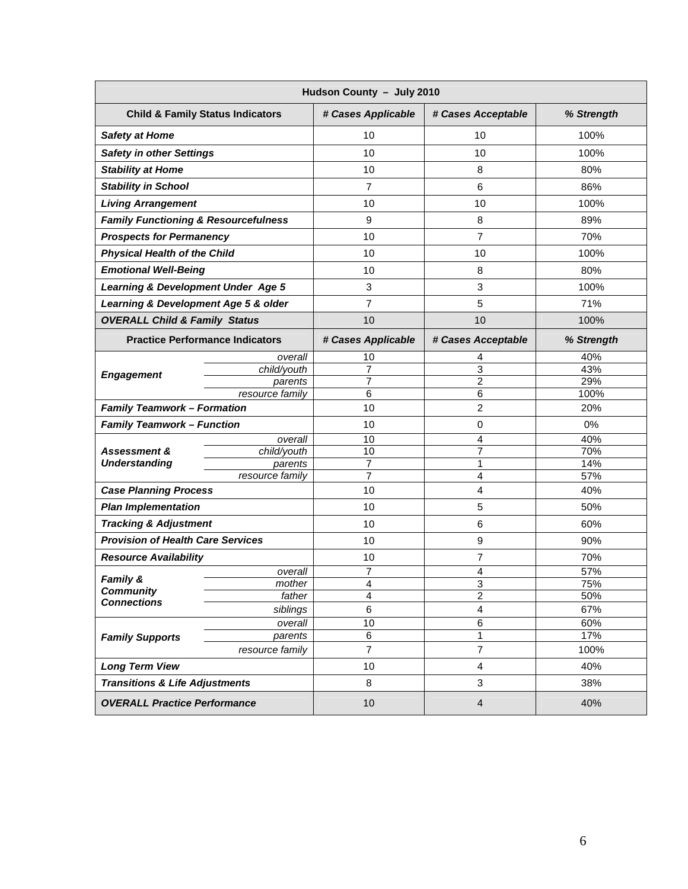| Hudson County – July 2010 | | | | |
|---|---|---|---|---|
| **Child & Family Status Indicators** | | ***# Cases Applicable*** | ***# Cases Acceptable*** | ***% Strength*** |
| ***Safety at Home*** | | 10 | 10 | 100% |
| ***Safety in other Settings*** | | 10 | 10 | 100% |
| ***Stability at Home*** | | 10 | 8 | 80% |
| ***Stability in School*** | | 7 | 6 | 86% |
| ***Living Arrangement*** | | 10 | 10 | 100% |
| ***Family Functioning & Resourcefulness*** | | 9 | 8 | 89% |
| ***Prospects for Permanency*** | | 10 | 7 | 70% |
| ***Physical Health of the Child*** | | 10 | 10 | 100% |
| ***Emotional Well-Being*** | | 10 | 8 | 80% |
| ***Learning & Development Under Age 5*** | | 3 | 3 | 100% |
| ***Learning & Development Age 5 & older*** | | 7 | 5 | 71% |
| ***OVERALL Child & Family Status*** | | 10 | 10 | 100% |
| **Practice Performance Indicators** | | ***# Cases Applicable*** | ***# Cases Acceptable*** | ***% Strength*** |
| ***Engagement*** | *overall* | 10 | 4 | 40% |
| | *child/youth* | 7 | 3 | 43% |
| | *parents* | 7 | 2 | 29% |
| | *resource family* | 6 | 6 | 100% |
| ***Family Teamwork – Formation*** | | 10 | 2 | 20% |
| ***Family Teamwork – Function*** | | 10 | 0 | 0% |
| ***Assessment & Understanding*** | *overall* | 10 | 4 | 40% |
| | *child/youth* | 10 | 7 | 70% |
| | *parents* | 7 | 1 | 14% |
| | *resource family* | 7 | 4 | 57% |
| ***Case Planning Process*** | | 10 | 4 | 40% |
| ***Plan Implementation*** | | 10 | 5 | 50% |
| ***Tracking & Adjustment*** | | 10 | 6 | 60% |
| ***Provision of Health Care Services*** | | 10 | 9 | 90% |
| ***Resource Availability*** | | 10 | 7 | 70% |
| ***Family & Community Connections*** | *overall* | 7 | 4 | 57% |
| | *mother* | 4 | 3 | 75% |
| | *father* | 4 | 2 | 50% |
| | *siblings* | 6 | 4 | 67% |
| ***Family Supports*** | *overall* | 10 | 6 | 60% |
| | *parents* | 6 | 1 | 17% |
| | *resource family* | 7 | 7 | 100% |
| ***Long Term View*** | | 10 | 4 | 40% |
| ***Transitions & Life Adjustments*** | | 8 | 3 | 38% |
| ***OVERALL Practice Performance*** | | 10 | 4 | 40% |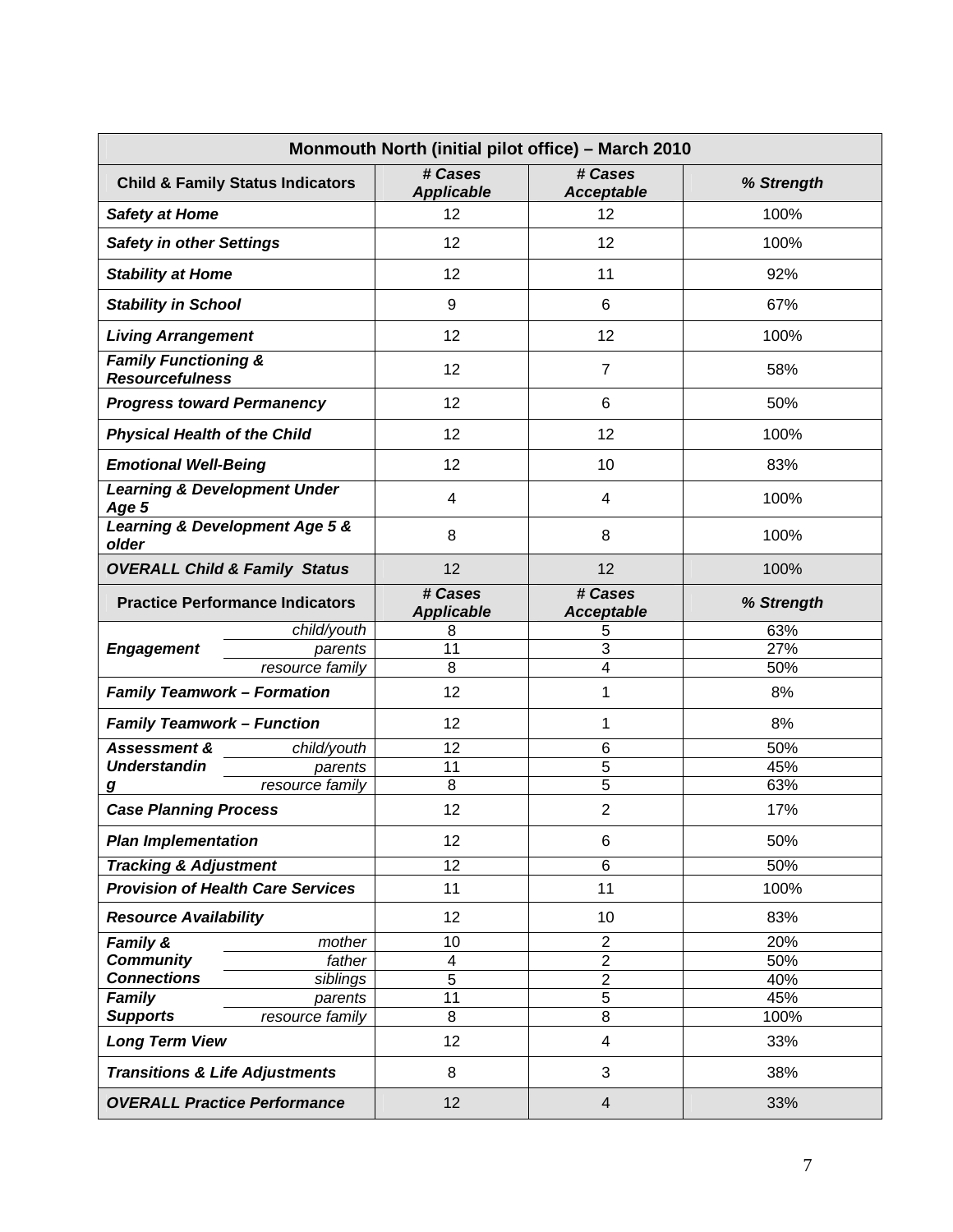| Monmouth North (initial pilot office) – March 2010 | | | | |
|---|---|---|---|---|
| **Child & Family Status Indicators** | | ***# Cases Applicable*** | ***# Cases Acceptable*** | ***% Strength*** |
| ***Safety at Home*** | | 12 | 12 | 100% |
| ***Safety in other Settings*** | | 12 | 12 | 100% |
| ***Stability at Home*** | | 12 | 11 | 92% |
| ***Stability in School*** | | 9 | 6 | 67% |
| ***Living Arrangement*** | | 12 | 12 | 100% |
| ***Family Functioning & Resourcefulness*** | | 12 | 7 | 58% |
| ***Progress toward Permanency*** | | 12 | 6 | 50% |
| ***Physical Health of the Child*** | | 12 | 12 | 100% |
| ***Emotional Well-Being*** | | 12 | 10 | 83% |
| ***Learning & Development Under Age 5*** | | 4 | 4 | 100% |
| ***Learning & Development Age 5 & older*** | | 8 | 8 | 100% |
| ***OVERALL Child & Family Status*** | | 12 | 12 | 100% |
| **Practice Performance Indicators** | | ***# Cases Applicable*** | ***# Cases Acceptable*** | ***% Strength*** |
| ***Engagement*** | *child/youth* | 8 | 5 | 63% |
| | *parents* | 11 | 3 | 27% |
| | *resource family* | 8 | 4 | 50% |
| ***Family Teamwork – Formation*** | | 12 | 1 | 8% |
| ***Family Teamwork – Function*** | | 12 | 1 | 8% |
| ***Assessment & Understanding*** | *child/youth* | 12 | 6 | 50% |
| | *parents* | 11 | 5 | 45% |
| | *resource family* | 8 | 5 | 63% |
| ***Case Planning Process*** | | 12 | 2 | 17% |
| ***Plan Implementation*** | | 12 | 6 | 50% |
| ***Tracking & Adjustment*** | | 12 | 6 | 50% |
| ***Provision of Health Care Services*** | | 11 | 11 | 100% |
| ***Resource Availability*** | | 12 | 10 | 83% |
| ***Family & Community Connections*** | *mother* | 10 | 2 | 20% |
| | *father* | 4 | 2 | 50% |
| | *siblings* | 5 | 2 | 40% |
| ***Family Supports*** | *parents* | 11 | 5 | 45% |
| | *resource family* | 8 | 8 | 100% |
| ***Long Term View*** | | 12 | 4 | 33% |
| ***Transitions & Life Adjustments*** | | 8 | 3 | 38% |
| ***OVERALL Practice Performance*** | | 12 | 4 | 33% |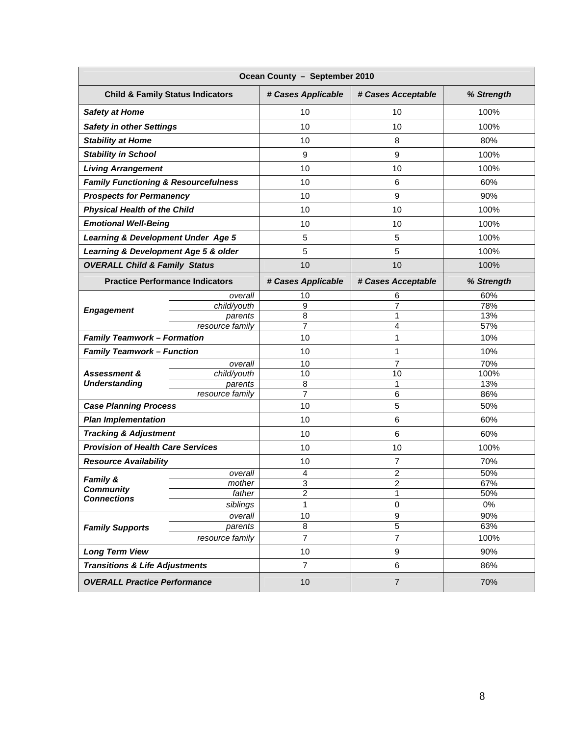| Ocean County – September 2010 | | | | |
|---|---|---|---|---|
| **Child & Family Status Indicators** | | ***# Cases Applicable*** | ***# Cases Acceptable*** | ***% Strength*** |
| ***Safety at Home*** | | 10 | 10 | 100% |
| ***Safety in other Settings*** | | 10 | 10 | 100% |
| ***Stability at Home*** | | 10 | 8 | 80% |
| ***Stability in School*** | | 9 | 9 | 100% |
| ***Living Arrangement*** | | 10 | 10 | 100% |
| ***Family Functioning & Resourcefulness*** | | 10 | 6 | 60% |
| ***Prospects for Permanency*** | | 10 | 9 | 90% |
| ***Physical Health of the Child*** | | 10 | 10 | 100% |
| ***Emotional Well-Being*** | | 10 | 10 | 100% |
| ***Learning & Development Under Age 5*** | | 5 | 5 | 100% |
| ***Learning & Development Age 5 & older*** | | 5 | 5 | 100% |
| ***OVERALL Child & Family Status*** | | 10 | 10 | 100% |
| **Practice Performance Indicators** | | ***# Cases Applicable*** | ***# Cases Acceptable*** | ***% Strength*** |
| ***Engagement*** | *overall* | 10 | 6 | 60% |
| | *child/youth* | 9 | 7 | 78% |
| | *parents* | 8 | 1 | 13% |
| | *resource family* | 7 | 4 | 57% |
| ***Family Teamwork – Formation*** | | 10 | 1 | 10% |
| ***Family Teamwork – Function*** | | 10 | 1 | 10% |
| ***Assessment & Understanding*** | *overall* | 10 | 7 | 70% |
| | *child/youth* | 10 | 10 | 100% |
| | *parents* | 8 | 1 | 13% |
| | *resource family* | 7 | 6 | 86% |
| ***Case Planning Process*** | | 10 | 5 | 50% |
| ***Plan Implementation*** | | 10 | 6 | 60% |
| ***Tracking & Adjustment*** | | 10 | 6 | 60% |
| ***Provision of Health Care Services*** | | 10 | 10 | 100% |
| ***Resource Availability*** | | 10 | 7 | 70% |
| ***Family & Community Connections*** | *overall* | 4 | 2 | 50% |
| | *mother* | 3 | 2 | 67% |
| | *father* | 2 | 1 | 50% |
| | *siblings* | 1 | 0 | 0% |
| ***Family Supports*** | *overall* | 10 | 9 | 90% |
| | *parents* | 8 | 5 | 63% |
| | *resource family* | 7 | 7 | 100% |
| ***Long Term View*** | | 10 | 9 | 90% |
| ***Transitions & Life Adjustments*** | | 7 | 6 | 86% |
| ***OVERALL Practice Performance*** | | 10 | 7 | 70% |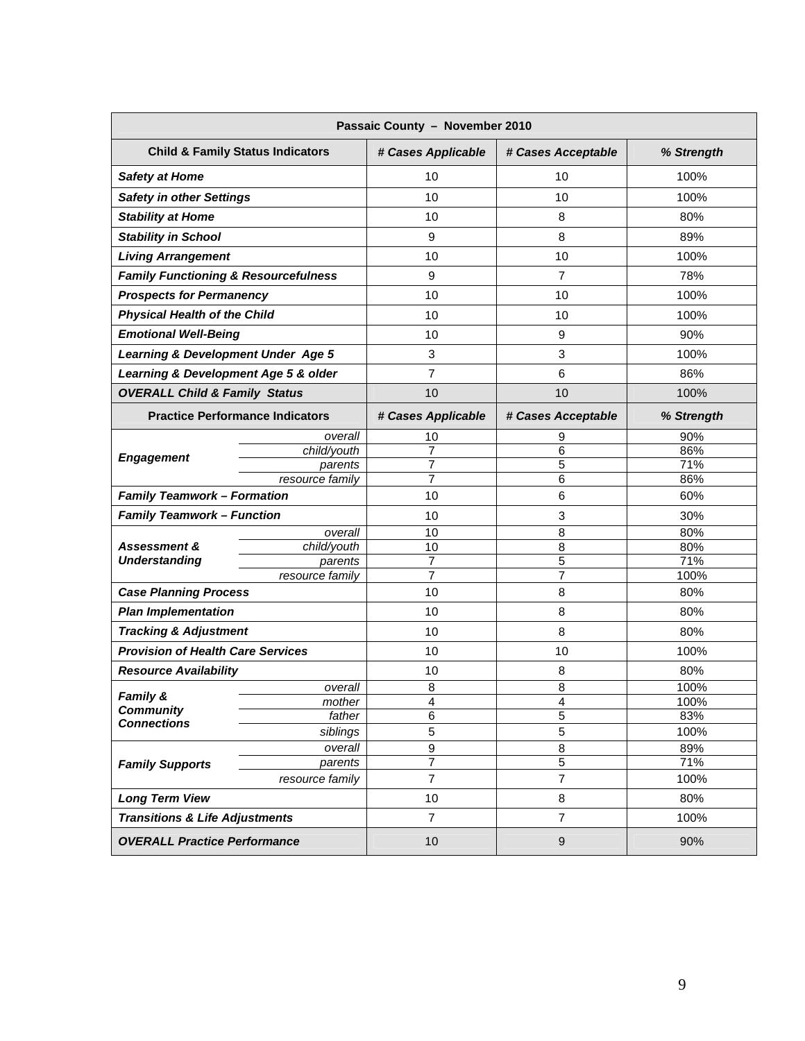| Passaic County – November 2010 | | | | |
|---|---|---|---|---|
| **Child & Family Status Indicators** | | ***# Cases Applicable*** | ***# Cases Acceptable*** | ***% Strength*** |
| ***Safety at Home*** | | 10 | 10 | 100% |
| ***Safety in other Settings*** | | 10 | 10 | 100% |
| ***Stability at Home*** | | 10 | 8 | 80% |
| ***Stability in School*** | | 9 | 8 | 89% |
| ***Living Arrangement*** | | 10 | 10 | 100% |
| ***Family Functioning & Resourcefulness*** | | 9 | 7 | 78% |
| ***Prospects for Permanency*** | | 10 | 10 | 100% |
| ***Physical Health of the Child*** | | 10 | 10 | 100% |
| ***Emotional Well-Being*** | | 10 | 9 | 90% |
| ***Learning & Development Under Age 5*** | | 3 | 3 | 100% |
| ***Learning & Development Age 5 & older*** | | 7 | 6 | 86% |
| ***OVERALL Child & Family Status*** | | 10 | 10 | 100% |
| **Practice Performance Indicators** | | ***# Cases Applicable*** | ***# Cases Acceptable*** | ***% Strength*** |
| ***Engagement*** | *overall* | 10 | 9 | 90% |
| | *child/youth* | 7 | 6 | 86% |
| | *parents* | 7 | 5 | 71% |
| | *resource family* | 7 | 6 | 86% |
| ***Family Teamwork – Formation*** | | 10 | 6 | 60% |
| ***Family Teamwork – Function*** | | 10 | 3 | 30% |
| ***Assessment & Understanding*** | *overall* | 10 | 8 | 80% |
| | *child/youth* | 10 | 8 | 80% |
| | *parents* | 7 | 5 | 71% |
| | *resource family* | 7 | 7 | 100% |
| ***Case Planning Process*** | | 10 | 8 | 80% |
| ***Plan Implementation*** | | 10 | 8 | 80% |
| ***Tracking & Adjustment*** | | 10 | 8 | 80% |
| ***Provision of Health Care Services*** | | 10 | 10 | 100% |
| ***Resource Availability*** | | 10 | 8 | 80% |
| ***Family & Community Connections*** | *overall* | 8 | 8 | 100% |
| | *mother* | 4 | 4 | 100% |
| | *father* | 6 | 5 | 83% |
| | *siblings* | 5 | 5 | 100% |
| ***Family Supports*** | *overall* | 9 | 8 | 89% |
| | *parents* | 7 | 5 | 71% |
| | *resource family* | 7 | 7 | 100% |
| ***Long Term View*** | | 10 | 8 | 80% |
| ***Transitions & Life Adjustments*** | | 7 | 7 | 100% |
| ***OVERALL Practice Performance*** | | 10 | 9 | 90% |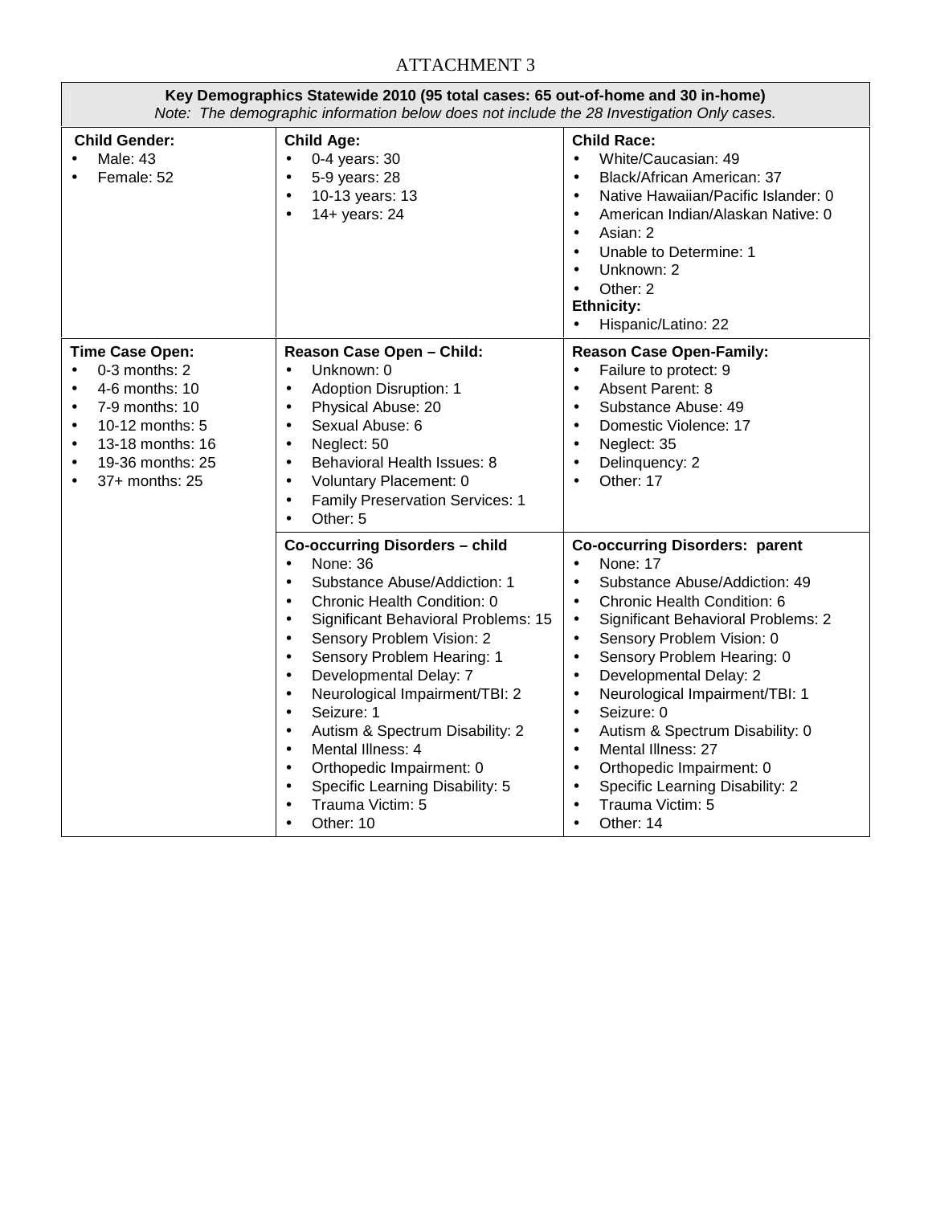# ATTACHMENT 3

**Key Demographics Statewide 2010 (95 total cases: 65 out-of-home and 30 in-home)**

*Note: The demographic information below does not include the 28 Investigation Only cases.*

**Child Gender:**
- Male: 43
- Female: 52

**Child Age:**
- 0-4 years: 30
- 5-9 years: 28
- 10-13 years: 13
- 14+ years: 24

**Child Race:**
- White/Caucasian: 49
- Black/African American: 37
- Native Hawaiian/Pacific Islander: 0
- American Indian/Alaskan Native: 0
- Asian: 2
- Unable to Determine: 1
- Unknown: 2
- Other: 2

**Ethnicity:**
- Hispanic/Latino: 22

**Time Case Open:**
- 0-3 months: 2
- 4-6 months: 10
- 7-9 months: 10
- 10-12 months: 5
- 13-18 months: 16
- 19-36 months: 25
- 37+ months: 25

**Reason Case Open – Child:**
- Unknown: 0
- Adoption Disruption: 1
- Physical Abuse: 20
- Sexual Abuse: 6
- Neglect: 50
- Behavioral Health Issues: 8
- Voluntary Placement: 0
- Family Preservation Services: 1
- Other: 5

**Reason Case Open-Family:**
- Failure to protect: 9
- Absent Parent: 8
- Substance Abuse: 49
- Domestic Violence: 17
- Neglect: 35
- Delinquency: 2
- Other: 17

**Co-occurring Disorders – child**
- None: 36
- Substance Abuse/Addiction: 1
- Chronic Health Condition: 0
- Significant Behavioral Problems: 15
- Sensory Problem Vision: 2
- Sensory Problem Hearing: 1
- Developmental Delay: 7
- Neurological Impairment/TBI: 2
- Seizure: 1
- Autism & Spectrum Disability: 2
- Mental Illness: 4
- Orthopedic Impairment: 0
- Specific Learning Disability: 5
- Trauma Victim: 5
- Other: 10

**Co-occurring Disorders: parent**
- None: 17
- Substance Abuse/Addiction: 49
- Chronic Health Condition: 6
- Significant Behavioral Problems: 2
- Sensory Problem Vision: 0
- Sensory Problem Hearing: 0
- Developmental Delay: 2
- Neurological Impairment/TBI: 1
- Seizure: 0
- Autism & Spectrum Disability: 0
- Mental Illness: 27
- Orthopedic Impairment: 0
- Specific Learning Disability: 2
- Trauma Victim: 5
- Other: 14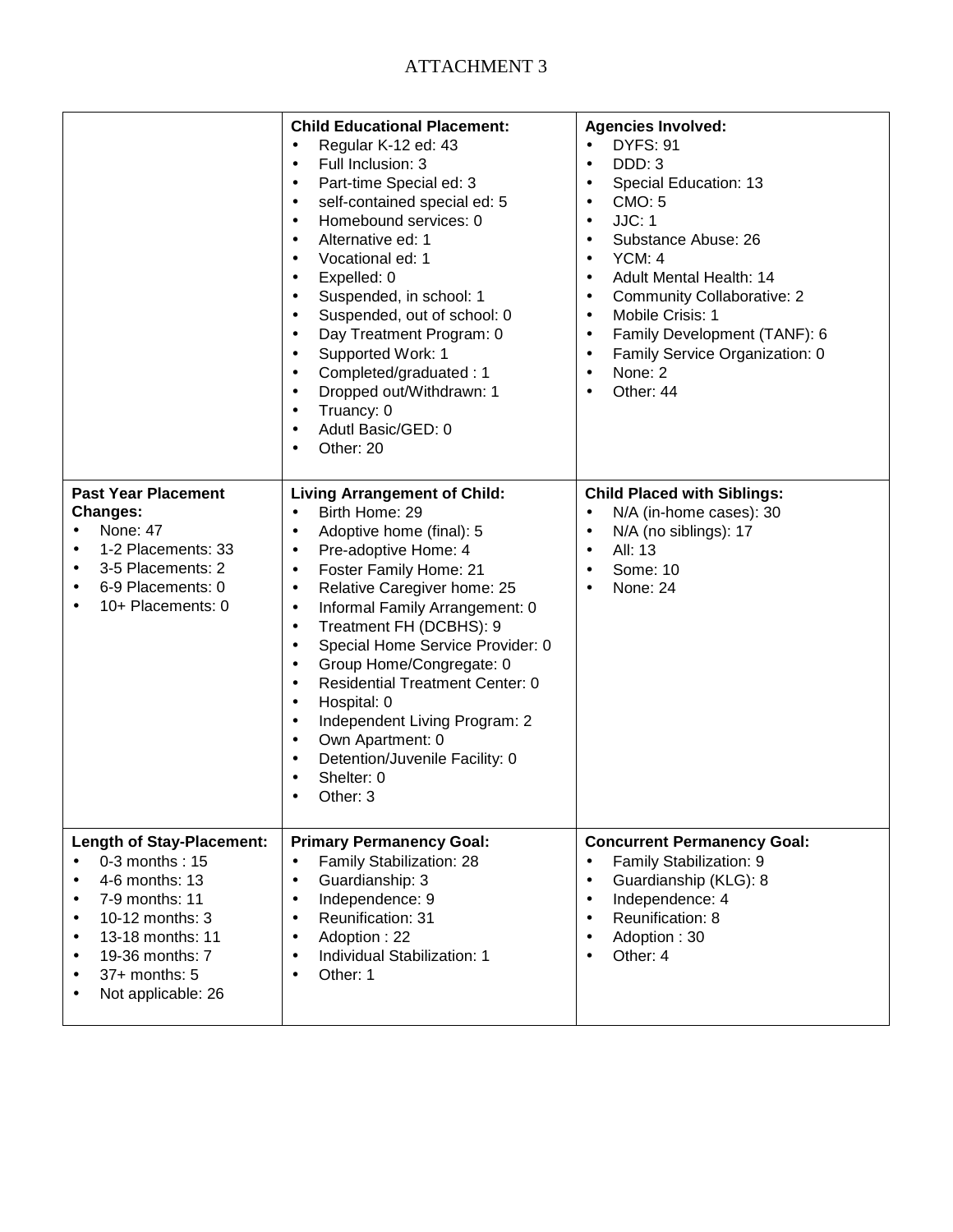ATTACHMENT 3

| | | |
|---|---|---|
| | **Child Educational Placement:**<br>• Regular K-12 ed: 43<br>• Full Inclusion: 3<br>• Part-time Special ed: 3<br>• self-contained special ed: 5<br>• Homebound services: 0<br>• Alternative ed: 1<br>• Vocational ed: 1<br>• Expelled: 0<br>• Suspended, in school: 1<br>• Suspended, out of school: 0<br>• Day Treatment Program: 0<br>• Supported Work: 1<br>• Completed/graduated : 1<br>• Dropped out/Withdrawn: 1<br>• Truancy: 0<br>• Adutl Basic/GED: 0<br>• Other: 20 | **Agencies Involved:**<br>• DYFS: 91<br>• DDD: 3<br>• Special Education: 13<br>• CMO: 5<br>• JJC: 1<br>• Substance Abuse: 26<br>• YCM: 4<br>• Adult Mental Health: 14<br>• Community Collaborative: 2<br>• Mobile Crisis: 1<br>• Family Development (TANF): 6<br>• Family Service Organization: 0<br>• None: 2<br>• Other: 44 |
| **Past Year Placement Changes:**<br>• None: 47<br>• 1-2 Placements: 33<br>• 3-5 Placements: 2<br>• 6-9 Placements: 0<br>• 10+ Placements: 0 | **Living Arrangement of Child:**<br>• Birth Home: 29<br>• Adoptive home (final): 5<br>• Pre-adoptive Home: 4<br>• Foster Family Home: 21<br>• Relative Caregiver home: 25<br>• Informal Family Arrangement: 0<br>• Treatment FH (DCBHS): 9<br>• Special Home Service Provider: 0<br>• Group Home/Congregate: 0<br>• Residential Treatment Center: 0<br>• Hospital: 0<br>• Independent Living Program: 2<br>• Own Apartment: 0<br>• Detention/Juvenile Facility: 0<br>• Shelter: 0<br>• Other: 3 | **Child Placed with Siblings:**<br>• N/A (in-home cases): 30<br>• N/A (no siblings): 17<br>• All: 13<br>• Some: 10<br>• None: 24 |
| **Length of Stay-Placement:**<br>• 0-3 months : 15<br>• 4-6 months: 13<br>• 7-9 months: 11<br>• 10-12 months: 3<br>• 13-18 months: 11<br>• 19-36 months: 7<br>• 37+ months: 5<br>• Not applicable: 26 | **Primary Permanency Goal:**<br>• Family Stabilization: 28<br>• Guardianship: 3<br>• Independence: 9<br>• Reunification: 31<br>• Adoption : 22<br>• Individual Stabilization: 1<br>• Other: 1 | **Concurrent Permanency Goal:**<br>• Family Stabilization: 9<br>• Guardianship (KLG): 8<br>• Independence: 4<br>• Reunification: 8<br>• Adoption : 30<br>• Other: 4 |